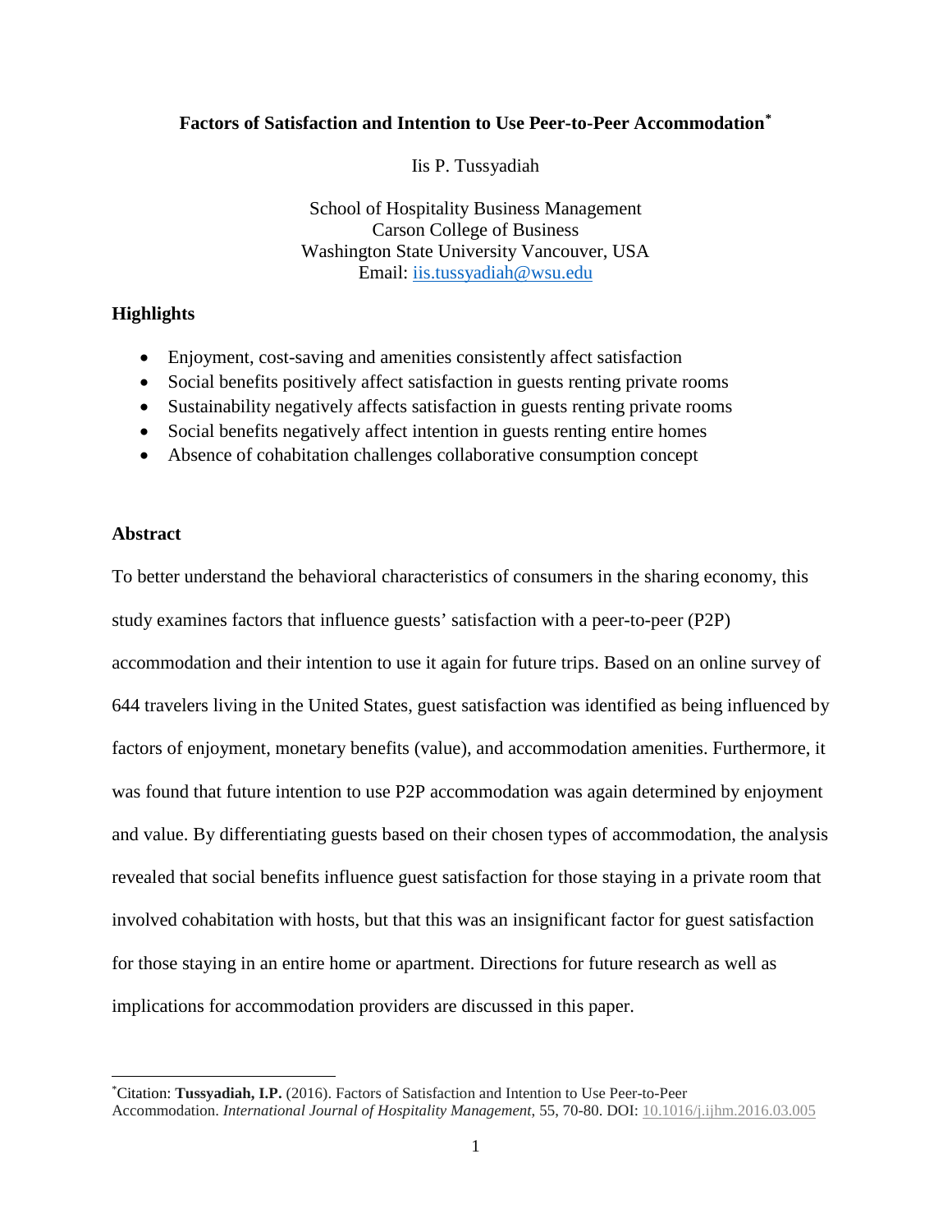# Factors of Satisfaction and Intention to Use Peer-to-Peer Accommodation[*]

Iis P. Tussyadiah

School of Hospitality Business Management
Carson College of Business
Washington State University Vancouver, USA
Email: iis.tussyadiah@wsu.edu

## Highlights

- Enjoyment, cost-saving and amenities consistently affect satisfaction
- Social benefits positively affect satisfaction in guests renting private rooms
- Sustainability negatively affects satisfaction in guests renting private rooms
- Social benefits negatively affect intention in guests renting entire homes
- Absence of cohabitation challenges collaborative consumption concept

## Abstract

To better understand the behavioral characteristics of consumers in the sharing economy, this study examines factors that influence guests' satisfaction with a peer-to-peer (P2P) accommodation and their intention to use it again for future trips. Based on an online survey of 644 travelers living in the United States, guest satisfaction was identified as being influenced by factors of enjoyment, monetary benefits (value), and accommodation amenities. Furthermore, it was found that future intention to use P2P accommodation was again determined by enjoyment and value. By differentiating guests based on their chosen types of accommodation, the analysis revealed that social benefits influence guest satisfaction for those staying in a private room that involved cohabitation with hosts, but that this was an insignificant factor for guest satisfaction for those staying in an entire home or apartment. Directions for future research as well as implications for accommodation providers are discussed in this paper.

---

[*]Citation: **Tussyadiah, I.P.** (2016). Factors of Satisfaction and Intention to Use Peer-to-Peer Accommodation. *International Journal of Hospitality Management*, 55, 70-80. DOI: 10.1016/j.ijhm.2016.03.005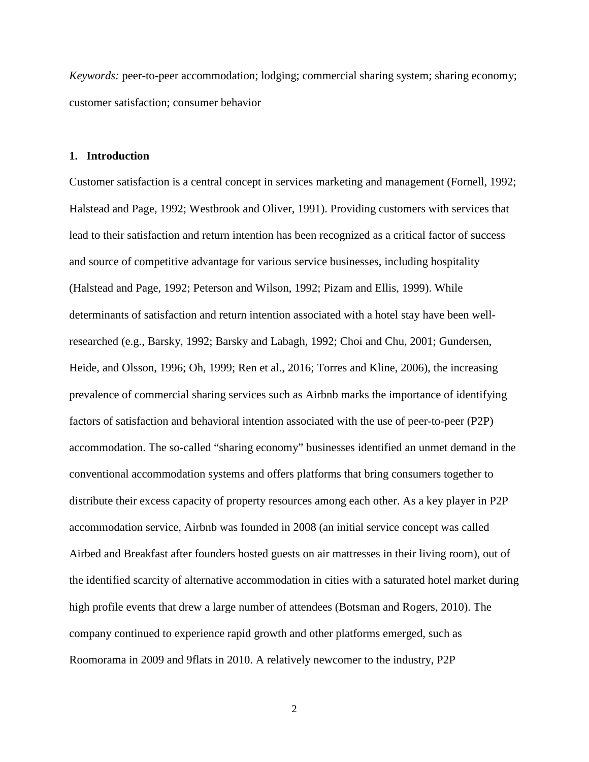*Keywords:* peer-to-peer accommodation; lodging; commercial sharing system; sharing economy; customer satisfaction; consumer behavior

## 1. Introduction

Customer satisfaction is a central concept in services marketing and management (Fornell, 1992; Halstead and Page, 1992; Westbrook and Oliver, 1991). Providing customers with services that lead to their satisfaction and return intention has been recognized as a critical factor of success and source of competitive advantage for various service businesses, including hospitality (Halstead and Page, 1992; Peterson and Wilson, 1992; Pizam and Ellis, 1999). While determinants of satisfaction and return intention associated with a hotel stay have been well-researched (e.g., Barsky, 1992; Barsky and Labagh, 1992; Choi and Chu, 2001; Gundersen, Heide, and Olsson, 1996; Oh, 1999; Ren et al., 2016; Torres and Kline, 2006), the increasing prevalence of commercial sharing services such as Airbnb marks the importance of identifying factors of satisfaction and behavioral intention associated with the use of peer-to-peer (P2P) accommodation. The so-called "sharing economy" businesses identified an unmet demand in the conventional accommodation systems and offers platforms that bring consumers together to distribute their excess capacity of property resources among each other. As a key player in P2P accommodation service, Airbnb was founded in 2008 (an initial service concept was called Airbed and Breakfast after founders hosted guests on air mattresses in their living room), out of the identified scarcity of alternative accommodation in cities with a saturated hotel market during high profile events that drew a large number of attendees (Botsman and Rogers, 2010). The company continued to experience rapid growth and other platforms emerged, such as Roomorama in 2009 and 9flats in 2010. A relatively newcomer to the industry, P2P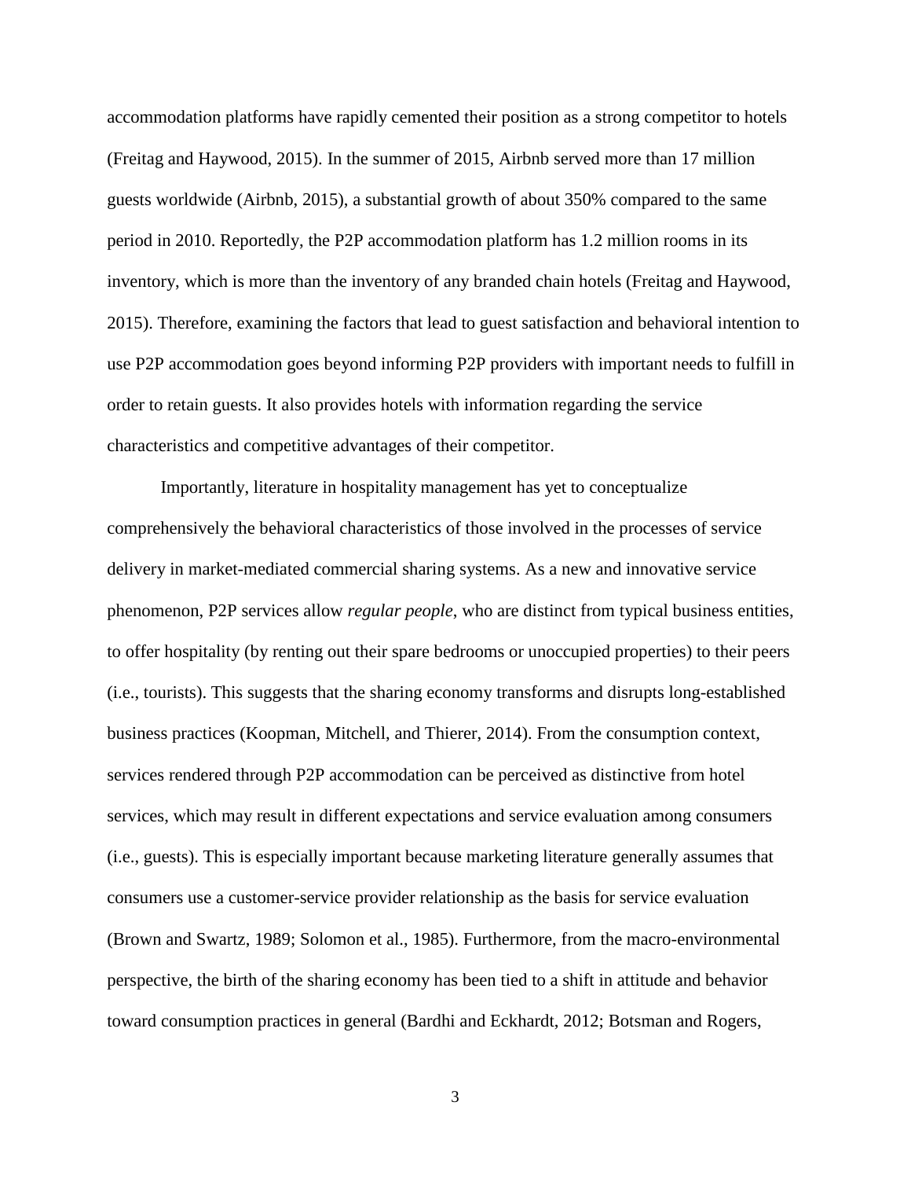accommodation platforms have rapidly cemented their position as a strong competitor to hotels (Freitag and Haywood, 2015). In the summer of 2015, Airbnb served more than 17 million guests worldwide (Airbnb, 2015), a substantial growth of about 350% compared to the same period in 2010. Reportedly, the P2P accommodation platform has 1.2 million rooms in its inventory, which is more than the inventory of any branded chain hotels (Freitag and Haywood, 2015). Therefore, examining the factors that lead to guest satisfaction and behavioral intention to use P2P accommodation goes beyond informing P2P providers with important needs to fulfill in order to retain guests. It also provides hotels with information regarding the service characteristics and competitive advantages of their competitor.

Importantly, literature in hospitality management has yet to conceptualize comprehensively the behavioral characteristics of those involved in the processes of service delivery in market-mediated commercial sharing systems. As a new and innovative service phenomenon, P2P services allow *regular people*, who are distinct from typical business entities, to offer hospitality (by renting out their spare bedrooms or unoccupied properties) to their peers (i.e., tourists). This suggests that the sharing economy transforms and disrupts long-established business practices (Koopman, Mitchell, and Thierer, 2014). From the consumption context, services rendered through P2P accommodation can be perceived as distinctive from hotel services, which may result in different expectations and service evaluation among consumers (i.e., guests). This is especially important because marketing literature generally assumes that consumers use a customer-service provider relationship as the basis for service evaluation (Brown and Swartz, 1989; Solomon et al., 1985). Furthermore, from the macro-environmental perspective, the birth of the sharing economy has been tied to a shift in attitude and behavior toward consumption practices in general (Bardhi and Eckhardt, 2012; Botsman and Rogers,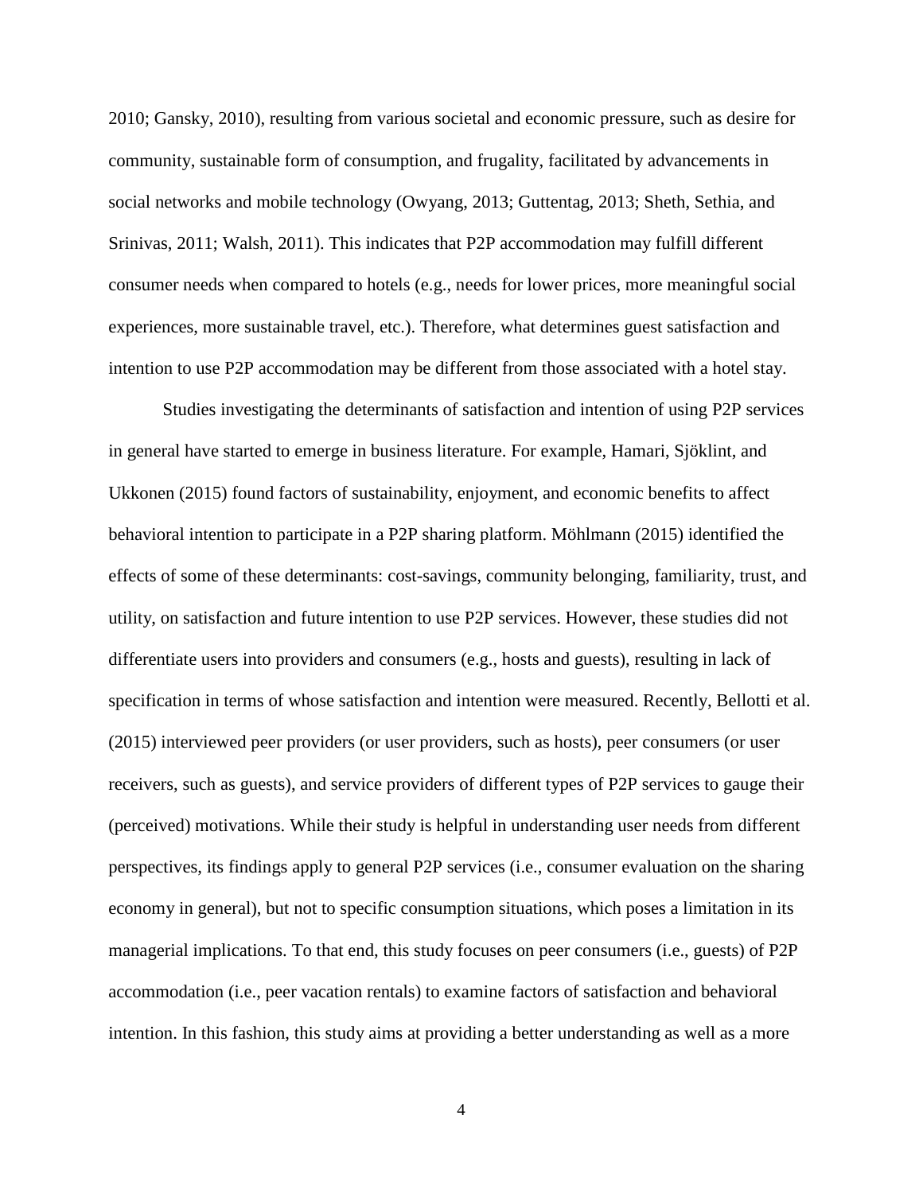2010; Gansky, 2010), resulting from various societal and economic pressure, such as desire for community, sustainable form of consumption, and frugality, facilitated by advancements in social networks and mobile technology (Owyang, 2013; Guttentag, 2013; Sheth, Sethia, and Srinivas, 2011; Walsh, 2011). This indicates that P2P accommodation may fulfill different consumer needs when compared to hotels (e.g., needs for lower prices, more meaningful social experiences, more sustainable travel, etc.). Therefore, what determines guest satisfaction and intention to use P2P accommodation may be different from those associated with a hotel stay.

Studies investigating the determinants of satisfaction and intention of using P2P services in general have started to emerge in business literature. For example, Hamari, Sjöklint, and Ukkonen (2015) found factors of sustainability, enjoyment, and economic benefits to affect behavioral intention to participate in a P2P sharing platform. Möhlmann (2015) identified the effects of some of these determinants: cost-savings, community belonging, familiarity, trust, and utility, on satisfaction and future intention to use P2P services. However, these studies did not differentiate users into providers and consumers (e.g., hosts and guests), resulting in lack of specification in terms of whose satisfaction and intention were measured. Recently, Bellotti et al. (2015) interviewed peer providers (or user providers, such as hosts), peer consumers (or user receivers, such as guests), and service providers of different types of P2P services to gauge their (perceived) motivations. While their study is helpful in understanding user needs from different perspectives, its findings apply to general P2P services (i.e., consumer evaluation on the sharing economy in general), but not to specific consumption situations, which poses a limitation in its managerial implications. To that end, this study focuses on peer consumers (i.e., guests) of P2P accommodation (i.e., peer vacation rentals) to examine factors of satisfaction and behavioral intention. In this fashion, this study aims at providing a better understanding as well as a more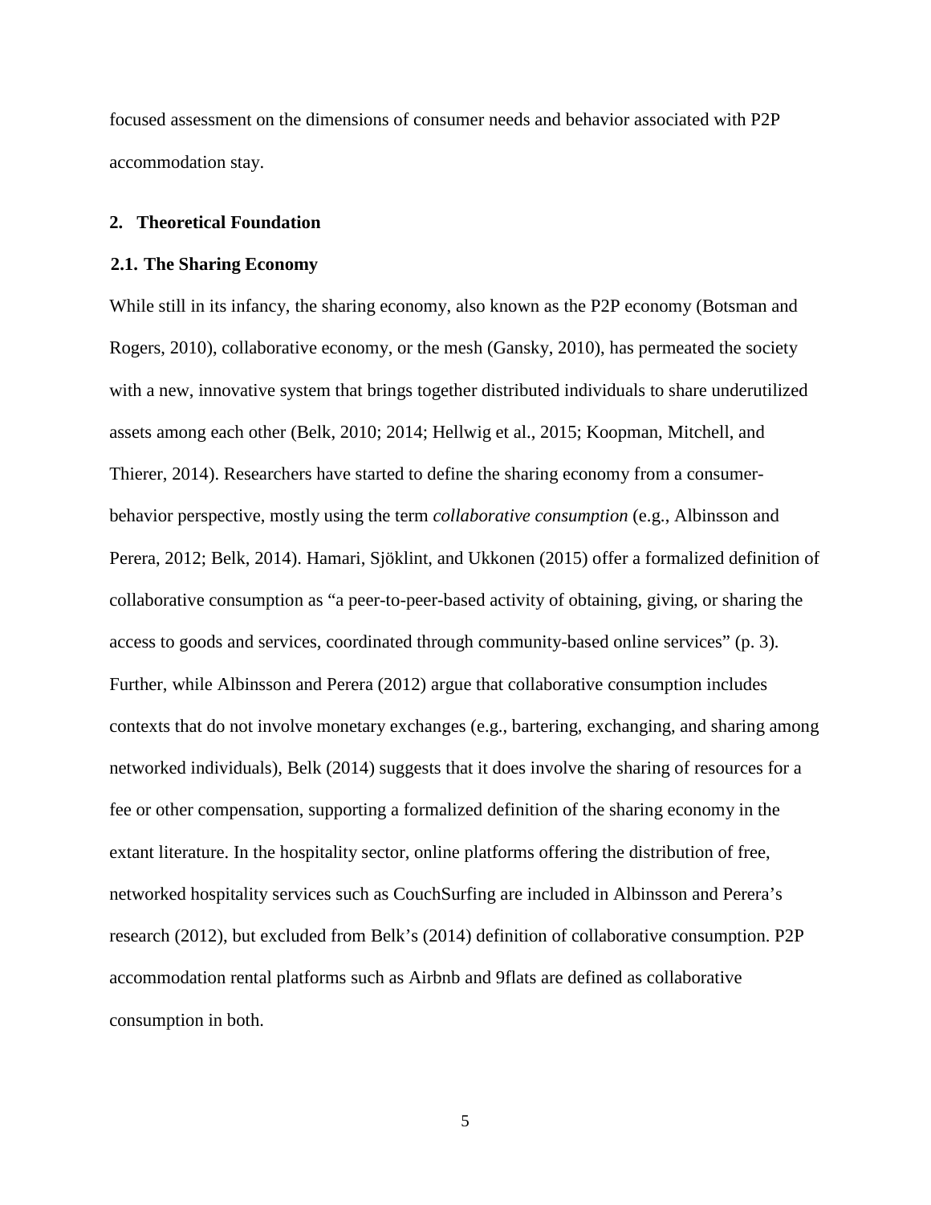focused assessment on the dimensions of consumer needs and behavior associated with P2P accommodation stay.

## 2. Theoretical Foundation

### 2.1. The Sharing Economy

While still in its infancy, the sharing economy, also known as the P2P economy (Botsman and Rogers, 2010), collaborative economy, or the mesh (Gansky, 2010), has permeated the society with a new, innovative system that brings together distributed individuals to share underutilized assets among each other (Belk, 2010; 2014; Hellwig et al., 2015; Koopman, Mitchell, and Thierer, 2014). Researchers have started to define the sharing economy from a consumer-behavior perspective, mostly using the term *collaborative consumption* (e.g., Albinsson and Perera, 2012; Belk, 2014). Hamari, Sjöklint, and Ukkonen (2015) offer a formalized definition of collaborative consumption as "a peer-to-peer-based activity of obtaining, giving, or sharing the access to goods and services, coordinated through community-based online services" (p. 3). Further, while Albinsson and Perera (2012) argue that collaborative consumption includes contexts that do not involve monetary exchanges (e.g., bartering, exchanging, and sharing among networked individuals), Belk (2014) suggests that it does involve the sharing of resources for a fee or other compensation, supporting a formalized definition of the sharing economy in the extant literature. In the hospitality sector, online platforms offering the distribution of free, networked hospitality services such as CouchSurfing are included in Albinsson and Perera's research (2012), but excluded from Belk's (2014) definition of collaborative consumption. P2P accommodation rental platforms such as Airbnb and 9flats are defined as collaborative consumption in both.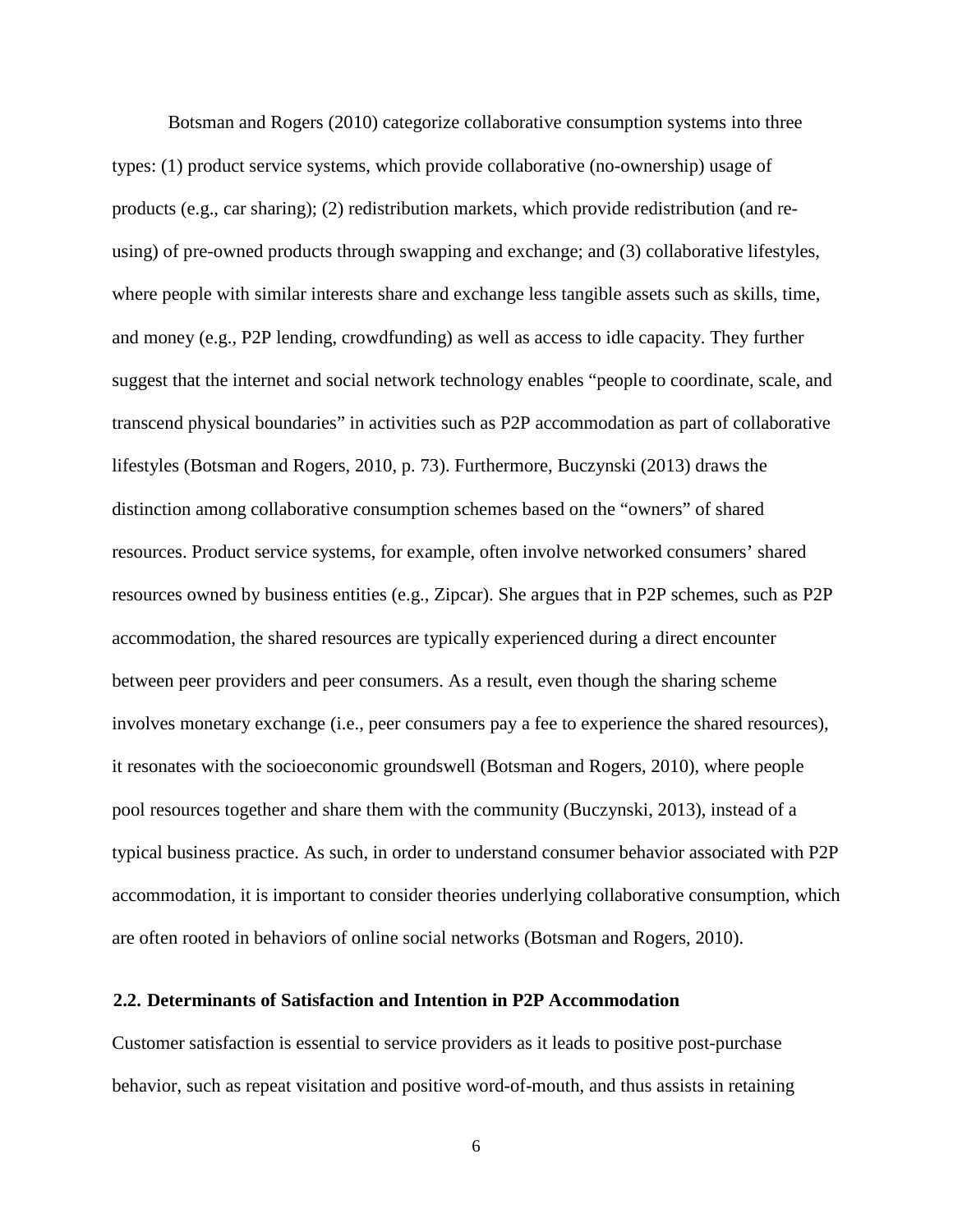Botsman and Rogers (2010) categorize collaborative consumption systems into three types: (1) product service systems, which provide collaborative (no-ownership) usage of products (e.g., car sharing); (2) redistribution markets, which provide redistribution (and re-using) of pre-owned products through swapping and exchange; and (3) collaborative lifestyles, where people with similar interests share and exchange less tangible assets such as skills, time, and money (e.g., P2P lending, crowdfunding) as well as access to idle capacity. They further suggest that the internet and social network technology enables "people to coordinate, scale, and transcend physical boundaries" in activities such as P2P accommodation as part of collaborative lifestyles (Botsman and Rogers, 2010, p. 73). Furthermore, Buczynski (2013) draws the distinction among collaborative consumption schemes based on the "owners" of shared resources. Product service systems, for example, often involve networked consumers' shared resources owned by business entities (e.g., Zipcar). She argues that in P2P schemes, such as P2P accommodation, the shared resources are typically experienced during a direct encounter between peer providers and peer consumers. As a result, even though the sharing scheme involves monetary exchange (i.e., peer consumers pay a fee to experience the shared resources), it resonates with the socioeconomic groundswell (Botsman and Rogers, 2010), where people pool resources together and share them with the community (Buczynski, 2013), instead of a typical business practice. As such, in order to understand consumer behavior associated with P2P accommodation, it is important to consider theories underlying collaborative consumption, which are often rooted in behaviors of online social networks (Botsman and Rogers, 2010).

### 2.2. Determinants of Satisfaction and Intention in P2P Accommodation

Customer satisfaction is essential to service providers as it leads to positive post-purchase behavior, such as repeat visitation and positive word-of-mouth, and thus assists in retaining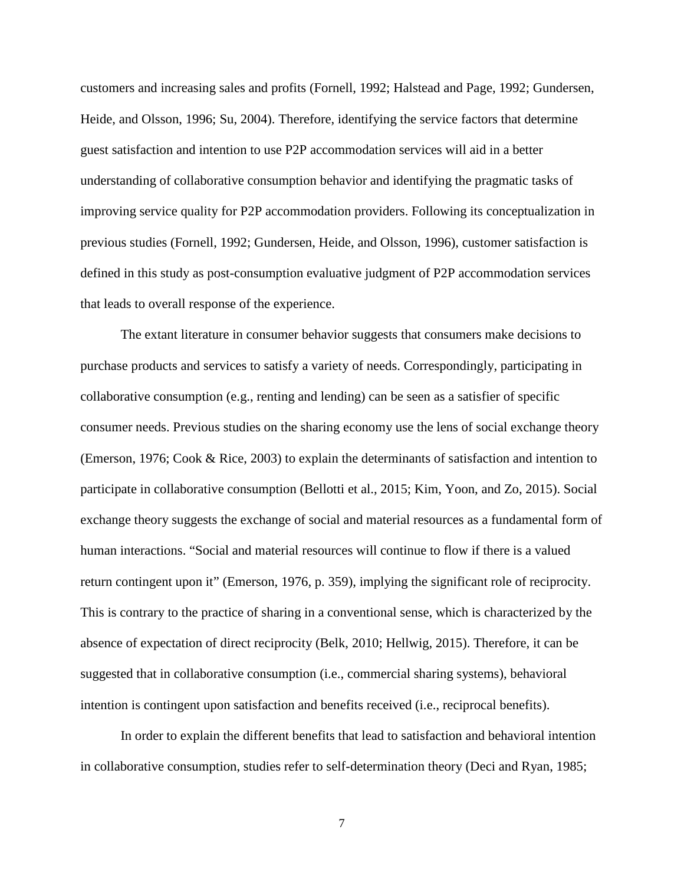customers and increasing sales and profits (Fornell, 1992; Halstead and Page, 1992; Gundersen, Heide, and Olsson, 1996; Su, 2004). Therefore, identifying the service factors that determine guest satisfaction and intention to use P2P accommodation services will aid in a better understanding of collaborative consumption behavior and identifying the pragmatic tasks of improving service quality for P2P accommodation providers. Following its conceptualization in previous studies (Fornell, 1992; Gundersen, Heide, and Olsson, 1996), customer satisfaction is defined in this study as post-consumption evaluative judgment of P2P accommodation services that leads to overall response of the experience.

The extant literature in consumer behavior suggests that consumers make decisions to purchase products and services to satisfy a variety of needs. Correspondingly, participating in collaborative consumption (e.g., renting and lending) can be seen as a satisfier of specific consumer needs. Previous studies on the sharing economy use the lens of social exchange theory (Emerson, 1976; Cook & Rice, 2003) to explain the determinants of satisfaction and intention to participate in collaborative consumption (Bellotti et al., 2015; Kim, Yoon, and Zo, 2015). Social exchange theory suggests the exchange of social and material resources as a fundamental form of human interactions. "Social and material resources will continue to flow if there is a valued return contingent upon it" (Emerson, 1976, p. 359), implying the significant role of reciprocity. This is contrary to the practice of sharing in a conventional sense, which is characterized by the absence of expectation of direct reciprocity (Belk, 2010; Hellwig, 2015). Therefore, it can be suggested that in collaborative consumption (i.e., commercial sharing systems), behavioral intention is contingent upon satisfaction and benefits received (i.e., reciprocal benefits).

In order to explain the different benefits that lead to satisfaction and behavioral intention in collaborative consumption, studies refer to self-determination theory (Deci and Ryan, 1985;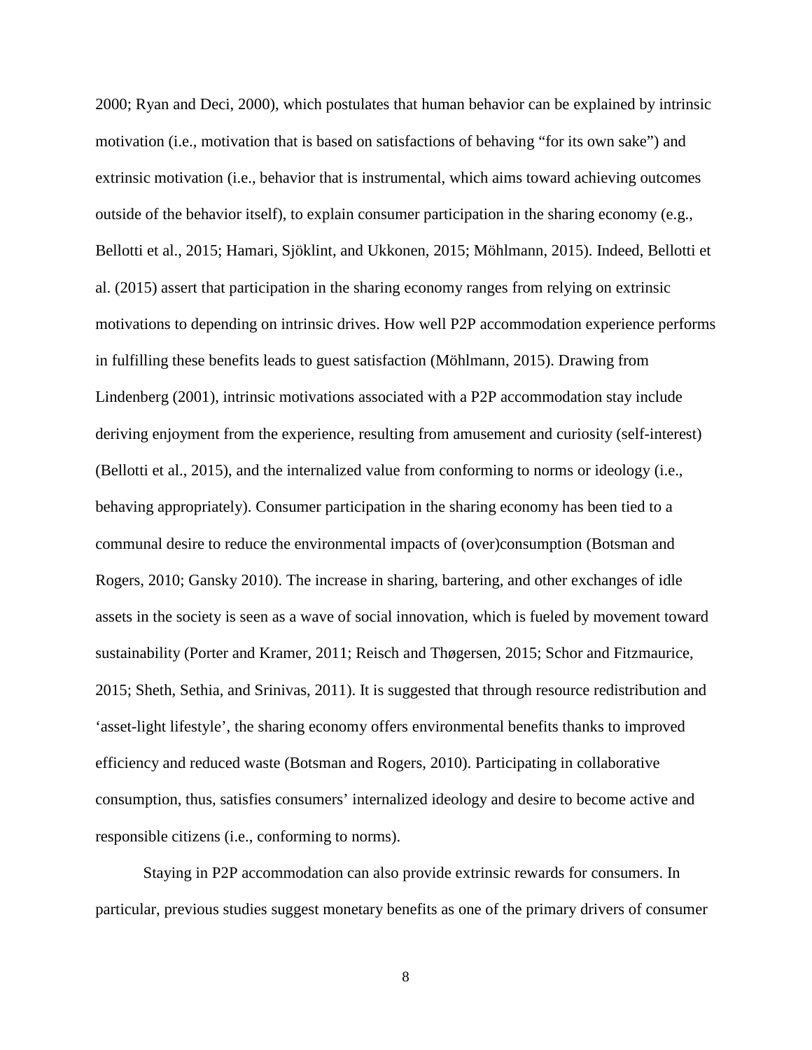2000; Ryan and Deci, 2000), which postulates that human behavior can be explained by intrinsic motivation (i.e., motivation that is based on satisfactions of behaving "for its own sake") and extrinsic motivation (i.e., behavior that is instrumental, which aims toward achieving outcomes outside of the behavior itself), to explain consumer participation in the sharing economy (e.g., Bellotti et al., 2015; Hamari, Sjöklint, and Ukkonen, 2015; Möhlmann, 2015). Indeed, Bellotti et al. (2015) assert that participation in the sharing economy ranges from relying on extrinsic motivations to depending on intrinsic drives. How well P2P accommodation experience performs in fulfilling these benefits leads to guest satisfaction (Möhlmann, 2015). Drawing from Lindenberg (2001), intrinsic motivations associated with a P2P accommodation stay include deriving enjoyment from the experience, resulting from amusement and curiosity (self-interest) (Bellotti et al., 2015), and the internalized value from conforming to norms or ideology (i.e., behaving appropriately). Consumer participation in the sharing economy has been tied to a communal desire to reduce the environmental impacts of (over)consumption (Botsman and Rogers, 2010; Gansky 2010). The increase in sharing, bartering, and other exchanges of idle assets in the society is seen as a wave of social innovation, which is fueled by movement toward sustainability (Porter and Kramer, 2011; Reisch and Thøgersen, 2015; Schor and Fitzmaurice, 2015; Sheth, Sethia, and Srinivas, 2011). It is suggested that through resource redistribution and 'asset-light lifestyle', the sharing economy offers environmental benefits thanks to improved efficiency and reduced waste (Botsman and Rogers, 2010). Participating in collaborative consumption, thus, satisfies consumers' internalized ideology and desire to become active and responsible citizens (i.e., conforming to norms).

Staying in P2P accommodation can also provide extrinsic rewards for consumers. In particular, previous studies suggest monetary benefits as one of the primary drivers of consumer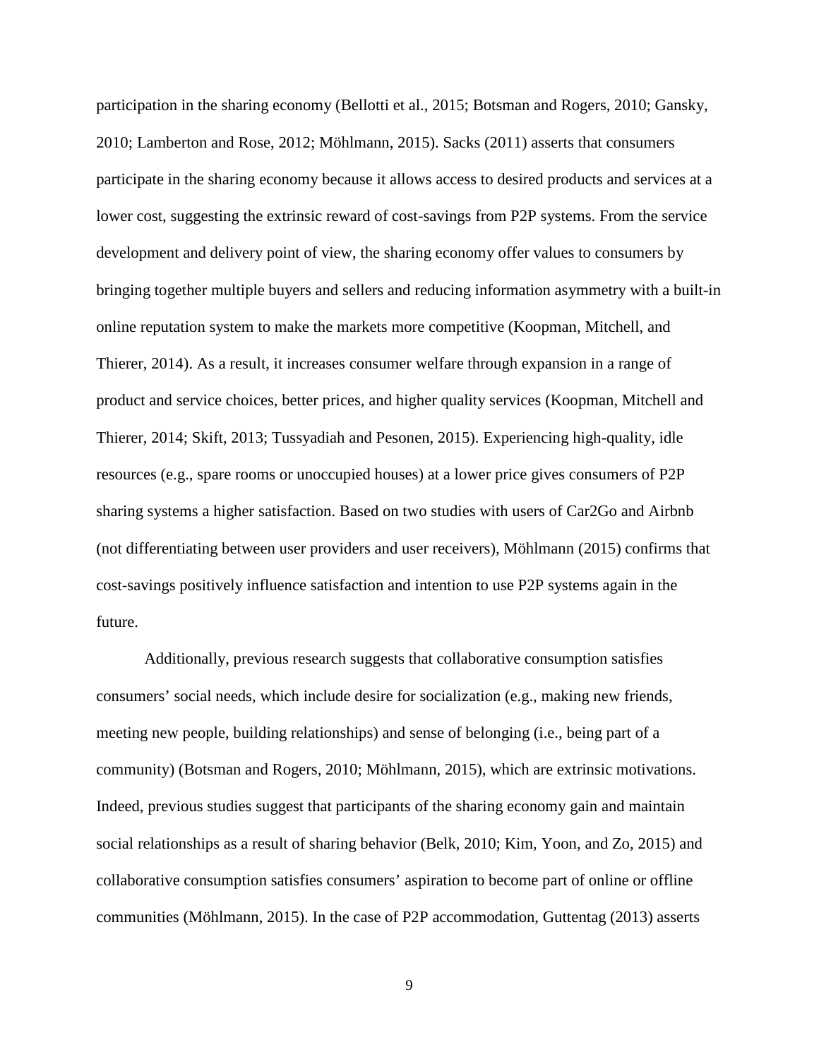participation in the sharing economy (Bellotti et al., 2015; Botsman and Rogers, 2010; Gansky, 2010; Lamberton and Rose, 2012; Möhlmann, 2015). Sacks (2011) asserts that consumers participate in the sharing economy because it allows access to desired products and services at a lower cost, suggesting the extrinsic reward of cost-savings from P2P systems. From the service development and delivery point of view, the sharing economy offer values to consumers by bringing together multiple buyers and sellers and reducing information asymmetry with a built-in online reputation system to make the markets more competitive (Koopman, Mitchell, and Thierer, 2014). As a result, it increases consumer welfare through expansion in a range of product and service choices, better prices, and higher quality services (Koopman, Mitchell and Thierer, 2014; Skift, 2013; Tussyadiah and Pesonen, 2015). Experiencing high-quality, idle resources (e.g., spare rooms or unoccupied houses) at a lower price gives consumers of P2P sharing systems a higher satisfaction. Based on two studies with users of Car2Go and Airbnb (not differentiating between user providers and user receivers), Möhlmann (2015) confirms that cost-savings positively influence satisfaction and intention to use P2P systems again in the future.

Additionally, previous research suggests that collaborative consumption satisfies consumers' social needs, which include desire for socialization (e.g., making new friends, meeting new people, building relationships) and sense of belonging (i.e., being part of a community) (Botsman and Rogers, 2010; Möhlmann, 2015), which are extrinsic motivations. Indeed, previous studies suggest that participants of the sharing economy gain and maintain social relationships as a result of sharing behavior (Belk, 2010; Kim, Yoon, and Zo, 2015) and collaborative consumption satisfies consumers' aspiration to become part of online or offline communities (Möhlmann, 2015). In the case of P2P accommodation, Guttentag (2013) asserts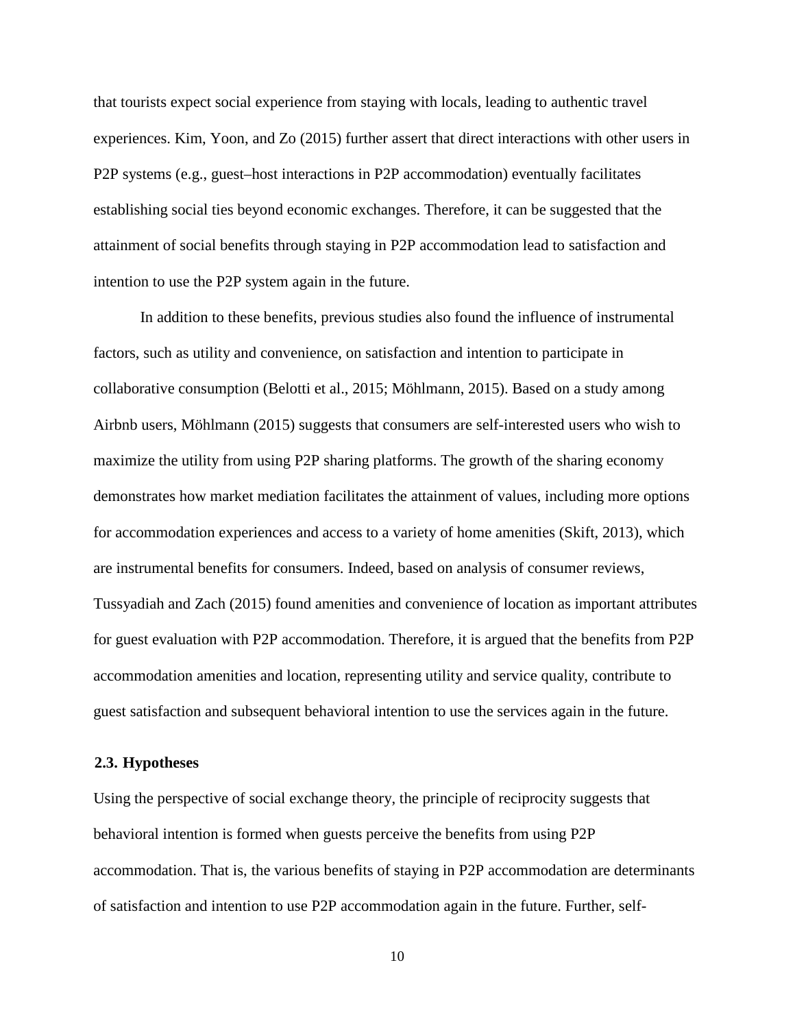that tourists expect social experience from staying with locals, leading to authentic travel experiences. Kim, Yoon, and Zo (2015) further assert that direct interactions with other users in P2P systems (e.g., guest–host interactions in P2P accommodation) eventually facilitates establishing social ties beyond economic exchanges. Therefore, it can be suggested that the attainment of social benefits through staying in P2P accommodation lead to satisfaction and intention to use the P2P system again in the future.

In addition to these benefits, previous studies also found the influence of instrumental factors, such as utility and convenience, on satisfaction and intention to participate in collaborative consumption (Belotti et al., 2015; Möhlmann, 2015). Based on a study among Airbnb users, Möhlmann (2015) suggests that consumers are self-interested users who wish to maximize the utility from using P2P sharing platforms. The growth of the sharing economy demonstrates how market mediation facilitates the attainment of values, including more options for accommodation experiences and access to a variety of home amenities (Skift, 2013), which are instrumental benefits for consumers. Indeed, based on analysis of consumer reviews, Tussyadiah and Zach (2015) found amenities and convenience of location as important attributes for guest evaluation with P2P accommodation. Therefore, it is argued that the benefits from P2P accommodation amenities and location, representing utility and service quality, contribute to guest satisfaction and subsequent behavioral intention to use the services again in the future.

## 2.3. Hypotheses

Using the perspective of social exchange theory, the principle of reciprocity suggests that behavioral intention is formed when guests perceive the benefits from using P2P accommodation. That is, the various benefits of staying in P2P accommodation are determinants of satisfaction and intention to use P2P accommodation again in the future. Further, self-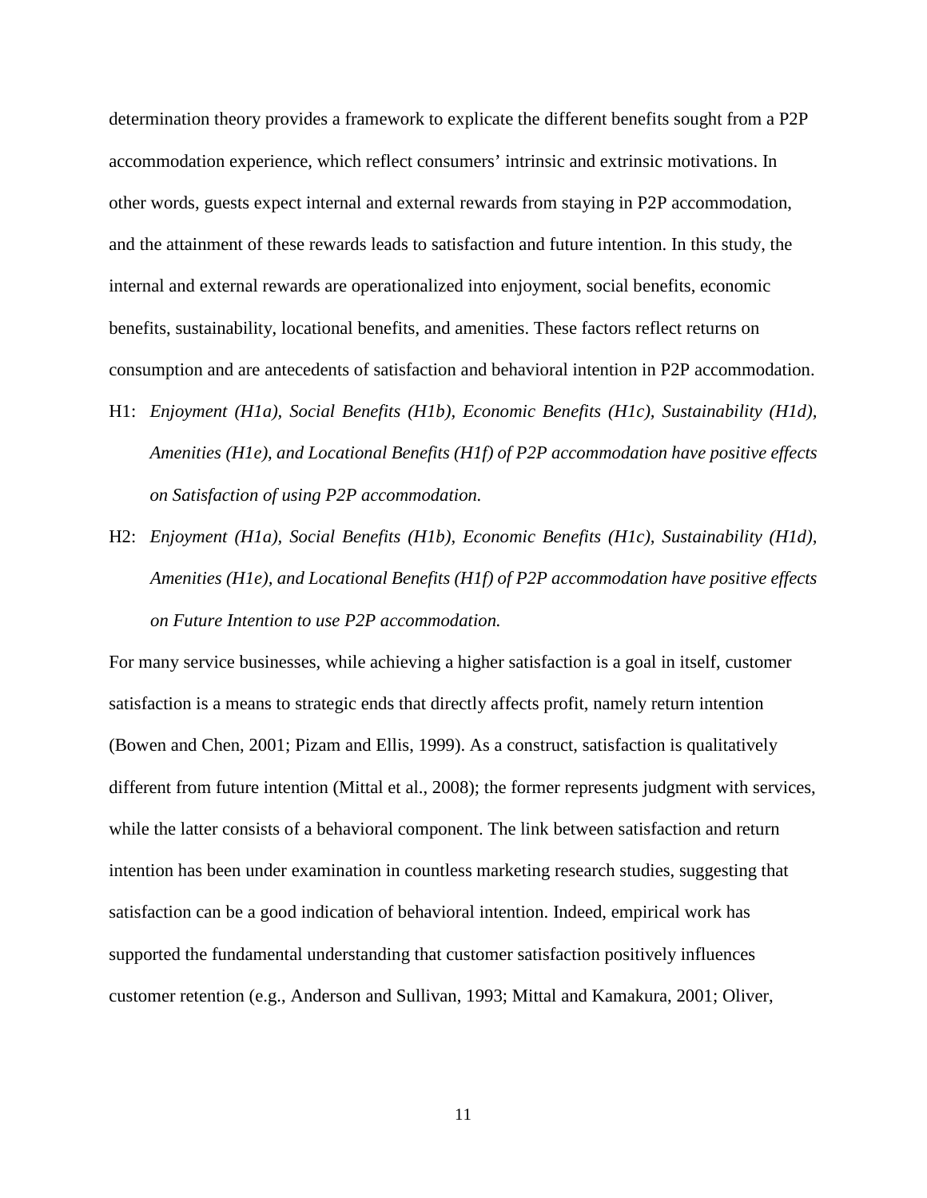determination theory provides a framework to explicate the different benefits sought from a P2P accommodation experience, which reflect consumers' intrinsic and extrinsic motivations. In other words, guests expect internal and external rewards from staying in P2P accommodation, and the attainment of these rewards leads to satisfaction and future intention. In this study, the internal and external rewards are operationalized into enjoyment, social benefits, economic benefits, sustainability, locational benefits, and amenities. These factors reflect returns on consumption and are antecedents of satisfaction and behavioral intention in P2P accommodation.

H1: *Enjoyment (H1a), Social Benefits (H1b), Economic Benefits (H1c), Sustainability (H1d), Amenities (H1e), and Locational Benefits (H1f) of P2P accommodation have positive effects on Satisfaction of using P2P accommodation.*

H2: *Enjoyment (H1a), Social Benefits (H1b), Economic Benefits (H1c), Sustainability (H1d), Amenities (H1e), and Locational Benefits (H1f) of P2P accommodation have positive effects on Future Intention to use P2P accommodation.*

For many service businesses, while achieving a higher satisfaction is a goal in itself, customer satisfaction is a means to strategic ends that directly affects profit, namely return intention (Bowen and Chen, 2001; Pizam and Ellis, 1999). As a construct, satisfaction is qualitatively different from future intention (Mittal et al., 2008); the former represents judgment with services, while the latter consists of a behavioral component. The link between satisfaction and return intention has been under examination in countless marketing research studies, suggesting that satisfaction can be a good indication of behavioral intention. Indeed, empirical work has supported the fundamental understanding that customer satisfaction positively influences customer retention (e.g., Anderson and Sullivan, 1993; Mittal and Kamakura, 2001; Oliver,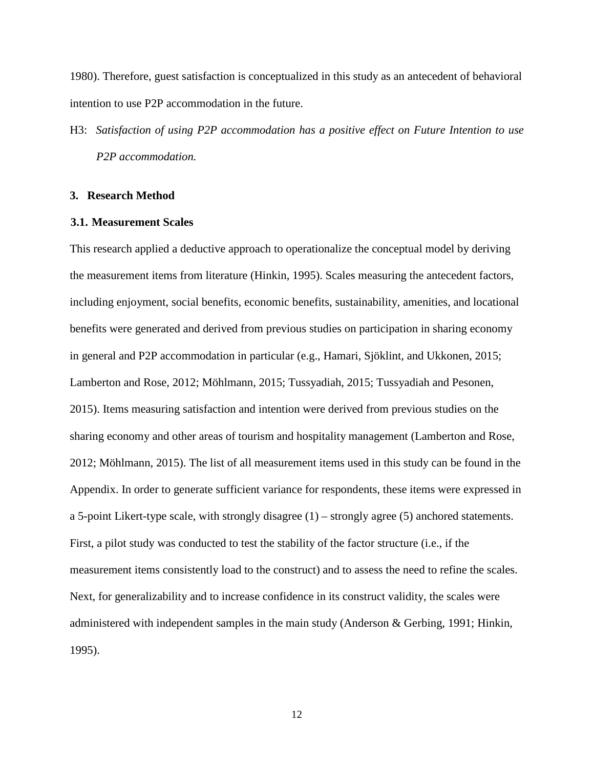1980). Therefore, guest satisfaction is conceptualized in this study as an antecedent of behavioral intention to use P2P accommodation in the future.

H3: *Satisfaction of using P2P accommodation has a positive effect on Future Intention to use P2P accommodation.*

## 3. Research Method

### 3.1. Measurement Scales

This research applied a deductive approach to operationalize the conceptual model by deriving the measurement items from literature (Hinkin, 1995). Scales measuring the antecedent factors, including enjoyment, social benefits, economic benefits, sustainability, amenities, and locational benefits were generated and derived from previous studies on participation in sharing economy in general and P2P accommodation in particular (e.g., Hamari, Sjöklint, and Ukkonen, 2015; Lamberton and Rose, 2012; Möhlmann, 2015; Tussyadiah, 2015; Tussyadiah and Pesonen, 2015). Items measuring satisfaction and intention were derived from previous studies on the sharing economy and other areas of tourism and hospitality management (Lamberton and Rose, 2012; Möhlmann, 2015). The list of all measurement items used in this study can be found in the Appendix. In order to generate sufficient variance for respondents, these items were expressed in a 5-point Likert-type scale, with strongly disagree (1) – strongly agree (5) anchored statements. First, a pilot study was conducted to test the stability of the factor structure (i.e., if the measurement items consistently load to the construct) and to assess the need to refine the scales. Next, for generalizability and to increase confidence in its construct validity, the scales were administered with independent samples in the main study (Anderson & Gerbing, 1991; Hinkin, 1995).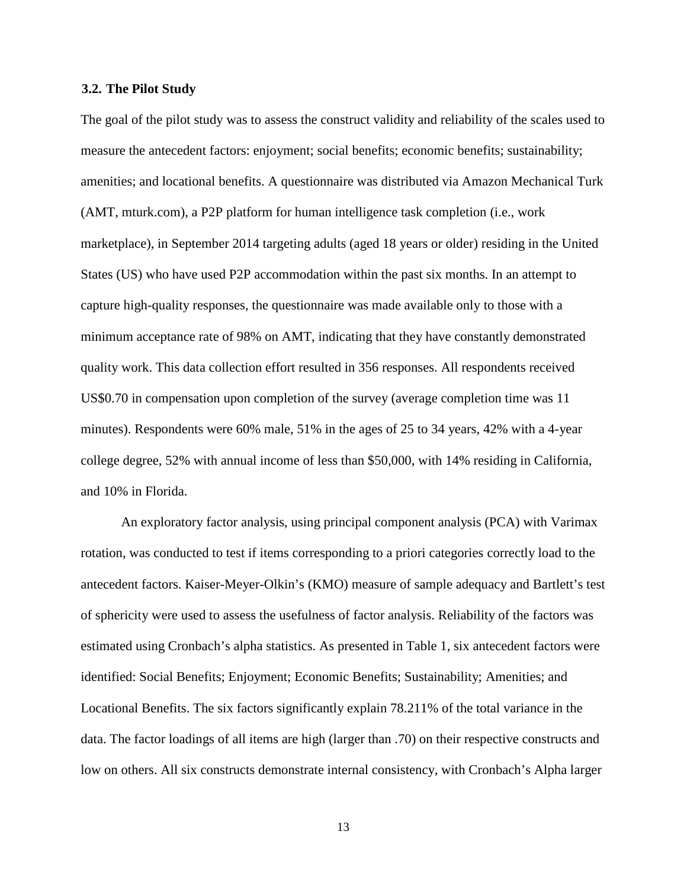### 3.2. The Pilot Study

The goal of the pilot study was to assess the construct validity and reliability of the scales used to measure the antecedent factors: enjoyment; social benefits; economic benefits; sustainability; amenities; and locational benefits. A questionnaire was distributed via Amazon Mechanical Turk (AMT, mturk.com), a P2P platform for human intelligence task completion (i.e., work marketplace), in September 2014 targeting adults (aged 18 years or older) residing in the United States (US) who have used P2P accommodation within the past six months. In an attempt to capture high-quality responses, the questionnaire was made available only to those with a minimum acceptance rate of 98% on AMT, indicating that they have constantly demonstrated quality work. This data collection effort resulted in 356 responses. All respondents received US$0.70 in compensation upon completion of the survey (average completion time was 11 minutes). Respondents were 60% male, 51% in the ages of 25 to 34 years, 42% with a 4-year college degree, 52% with annual income of less than $50,000, with 14% residing in California, and 10% in Florida.

An exploratory factor analysis, using principal component analysis (PCA) with Varimax rotation, was conducted to test if items corresponding to a priori categories correctly load to the antecedent factors. Kaiser-Meyer-Olkin's (KMO) measure of sample adequacy and Bartlett's test of sphericity were used to assess the usefulness of factor analysis. Reliability of the factors was estimated using Cronbach's alpha statistics. As presented in Table 1, six antecedent factors were identified: Social Benefits; Enjoyment; Economic Benefits; Sustainability; Amenities; and Locational Benefits. The six factors significantly explain 78.211% of the total variance in the data. The factor loadings of all items are high (larger than .70) on their respective constructs and low on others. All six constructs demonstrate internal consistency, with Cronbach's Alpha larger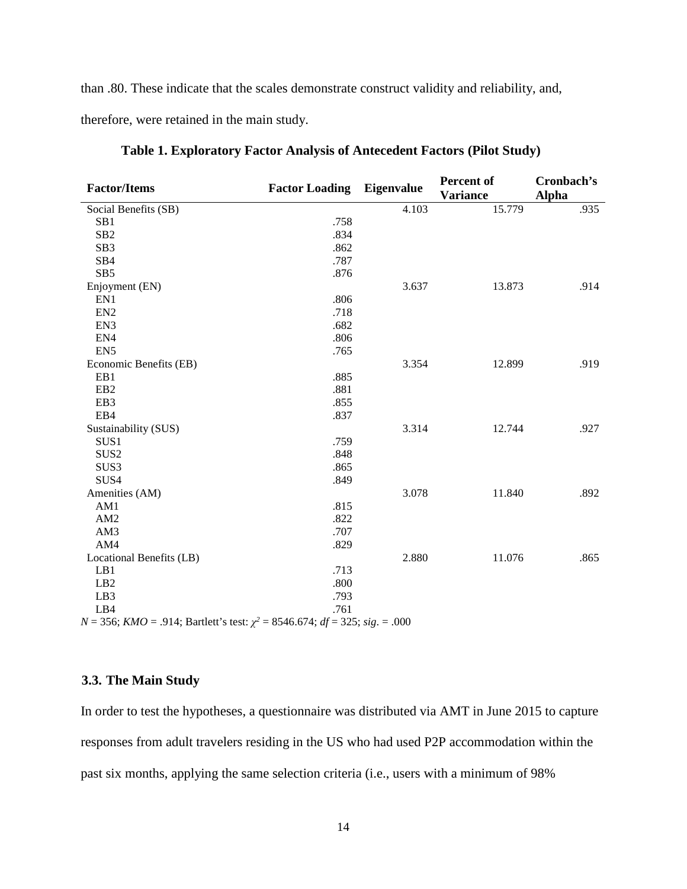than .80. These indicate that the scales demonstrate construct validity and reliability, and, therefore, were retained in the main study.

**Table 1. Exploratory Factor Analysis of Antecedent Factors (Pilot Study)**

| Factor/Items | Factor Loading | Eigenvalue | Percent of Variance | Cronbach's Alpha |
|---|---|---|---|---|
| Social Benefits (SB) | | 4.103 | 15.779 | .935 |
| SB1 | .758 | | | |
| SB2 | .834 | | | |
| SB3 | .862 | | | |
| SB4 | .787 | | | |
| SB5 | .876 | | | |
| Enjoyment (EN) | | 3.637 | 13.873 | .914 |
| EN1 | .806 | | | |
| EN2 | .718 | | | |
| EN3 | .682 | | | |
| EN4 | .806 | | | |
| EN5 | .765 | | | |
| Economic Benefits (EB) | | 3.354 | 12.899 | .919 |
| EB1 | .885 | | | |
| EB2 | .881 | | | |
| EB3 | .855 | | | |
| EB4 | .837 | | | |
| Sustainability (SUS) | | 3.314 | 12.744 | .927 |
| SUS1 | .759 | | | |
| SUS2 | .848 | | | |
| SUS3 | .865 | | | |
| SUS4 | .849 | | | |
| Amenities (AM) | | 3.078 | 11.840 | .892 |
| AM1 | .815 | | | |
| AM2 | .822 | | | |
| AM3 | .707 | | | |
| AM4 | .829 | | | |
| Locational Benefits (LB) | | 2.880 | 11.076 | .865 |
| LB1 | .713 | | | |
| LB2 | .800 | | | |
| LB3 | .793 | | | |
| LB4 | .761 | | | |

$N$ = 356; $KMO$ = .914; Bartlett's test: $\chi^2$ = 8546.674; $df$ = 325; $sig.$ = .000

### 3.3. The Main Study

In order to test the hypotheses, a questionnaire was distributed via AMT in June 2015 to capture responses from adult travelers residing in the US who had used P2P accommodation within the past six months, applying the same selection criteria (i.e., users with a minimum of 98%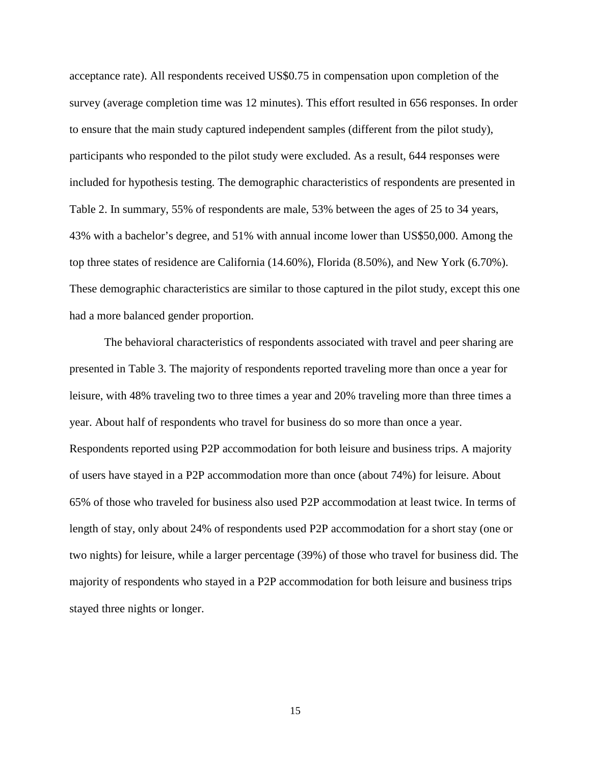acceptance rate). All respondents received US$0.75 in compensation upon completion of the survey (average completion time was 12 minutes). This effort resulted in 656 responses. In order to ensure that the main study captured independent samples (different from the pilot study), participants who responded to the pilot study were excluded. As a result, 644 responses were included for hypothesis testing. The demographic characteristics of respondents are presented in Table 2. In summary, 55% of respondents are male, 53% between the ages of 25 to 34 years, 43% with a bachelor's degree, and 51% with annual income lower than US$50,000. Among the top three states of residence are California (14.60%), Florida (8.50%), and New York (6.70%). These demographic characteristics are similar to those captured in the pilot study, except this one had a more balanced gender proportion.

The behavioral characteristics of respondents associated with travel and peer sharing are presented in Table 3. The majority of respondents reported traveling more than once a year for leisure, with 48% traveling two to three times a year and 20% traveling more than three times a year. About half of respondents who travel for business do so more than once a year. Respondents reported using P2P accommodation for both leisure and business trips. A majority of users have stayed in a P2P accommodation more than once (about 74%) for leisure. About 65% of those who traveled for business also used P2P accommodation at least twice. In terms of length of stay, only about 24% of respondents used P2P accommodation for a short stay (one or two nights) for leisure, while a larger percentage (39%) of those who travel for business did. The majority of respondents who stayed in a P2P accommodation for both leisure and business trips stayed three nights or longer.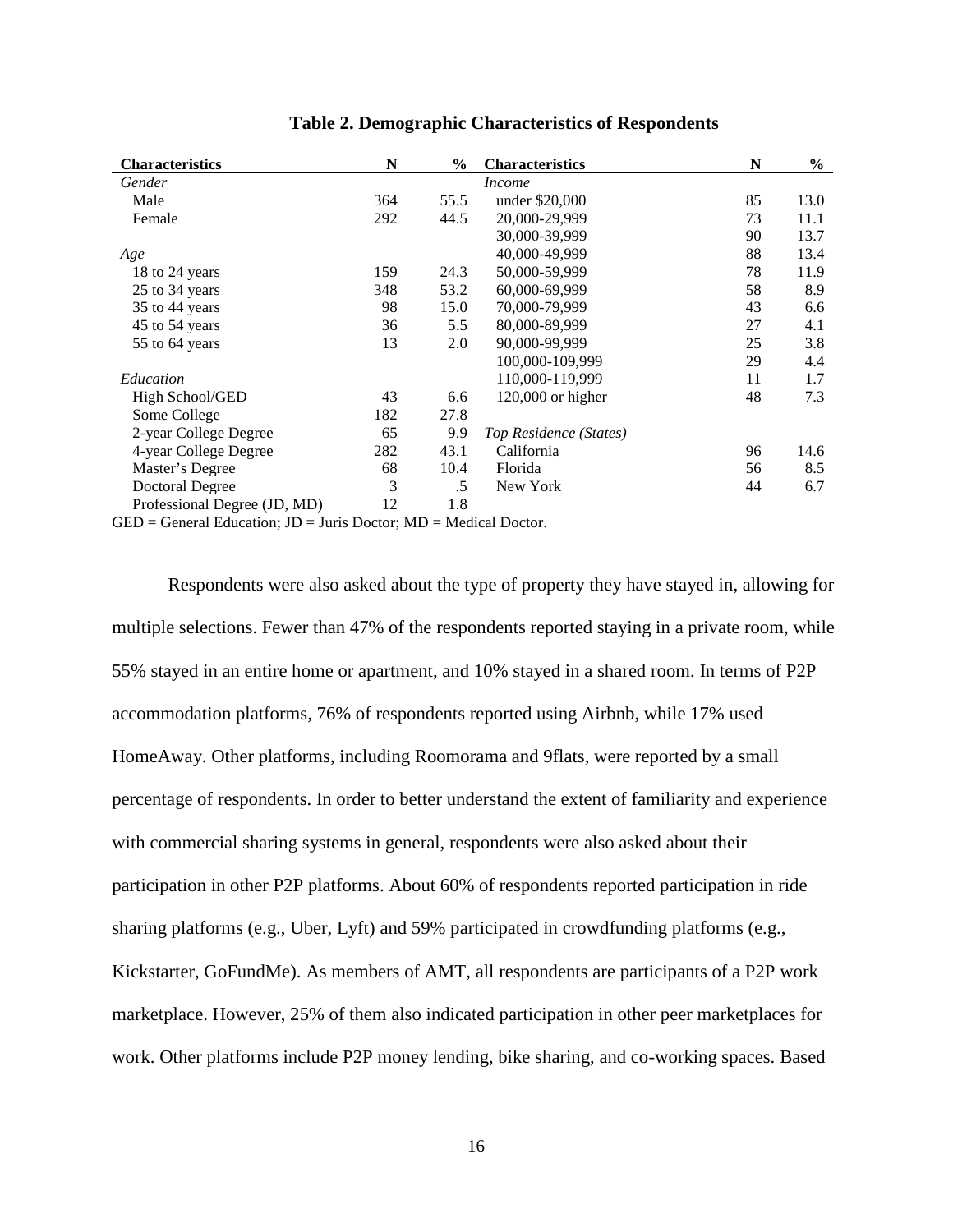**Table 2. Demographic Characteristics of Respondents**

| Characteristics | N | % | Characteristics | N | % |
|---|---|---|---|---|---|
| *Gender* | | | *Income* | | |
| Male | 364 | 55.5 | under $20,000 | 85 | 13.0 |
| Female | 292 | 44.5 | 20,000-29,999 | 73 | 11.1 |
| | | | 30,000-39,999 | 90 | 13.7 |
| *Age* | | | 40,000-49,999 | 88 | 13.4 |
| 18 to 24 years | 159 | 24.3 | 50,000-59,999 | 78 | 11.9 |
| 25 to 34 years | 348 | 53.2 | 60,000-69,999 | 58 | 8.9 |
| 35 to 44 years | 98 | 15.0 | 70,000-79,999 | 43 | 6.6 |
| 45 to 54 years | 36 | 5.5 | 80,000-89,999 | 27 | 4.1 |
| 55 to 64 years | 13 | 2.0 | 90,000-99,999 | 25 | 3.8 |
| | | | 100,000-109,999 | 29 | 4.4 |
| *Education* | | | 110,000-119,999 | 11 | 1.7 |
| High School/GED | 43 | 6.6 | 120,000 or higher | 48 | 7.3 |
| Some College | 182 | 27.8 | | | |
| 2-year College Degree | 65 | 9.9 | *Top Residence (States)* | | |
| 4-year College Degree | 282 | 43.1 | California | 96 | 14.6 |
| Master's Degree | 68 | 10.4 | Florida | 56 | 8.5 |
| Doctoral Degree | 3 | .5 | New York | 44 | 6.7 |
| Professional Degree (JD, MD) | 12 | 1.8 | | | |

GED = General Education; JD = Juris Doctor; MD = Medical Doctor.

Respondents were also asked about the type of property they have stayed in, allowing for multiple selections. Fewer than 47% of the respondents reported staying in a private room, while 55% stayed in an entire home or apartment, and 10% stayed in a shared room. In terms of P2P accommodation platforms, 76% of respondents reported using Airbnb, while 17% used HomeAway. Other platforms, including Roomorama and 9flats, were reported by a small percentage of respondents. In order to better understand the extent of familiarity and experience with commercial sharing systems in general, respondents were also asked about their participation in other P2P platforms. About 60% of respondents reported participation in ride sharing platforms (e.g., Uber, Lyft) and 59% participated in crowdfunding platforms (e.g., Kickstarter, GoFundMe). As members of AMT, all respondents are participants of a P2P work marketplace. However, 25% of them also indicated participation in other peer marketplaces for work. Other platforms include P2P money lending, bike sharing, and co-working spaces. Based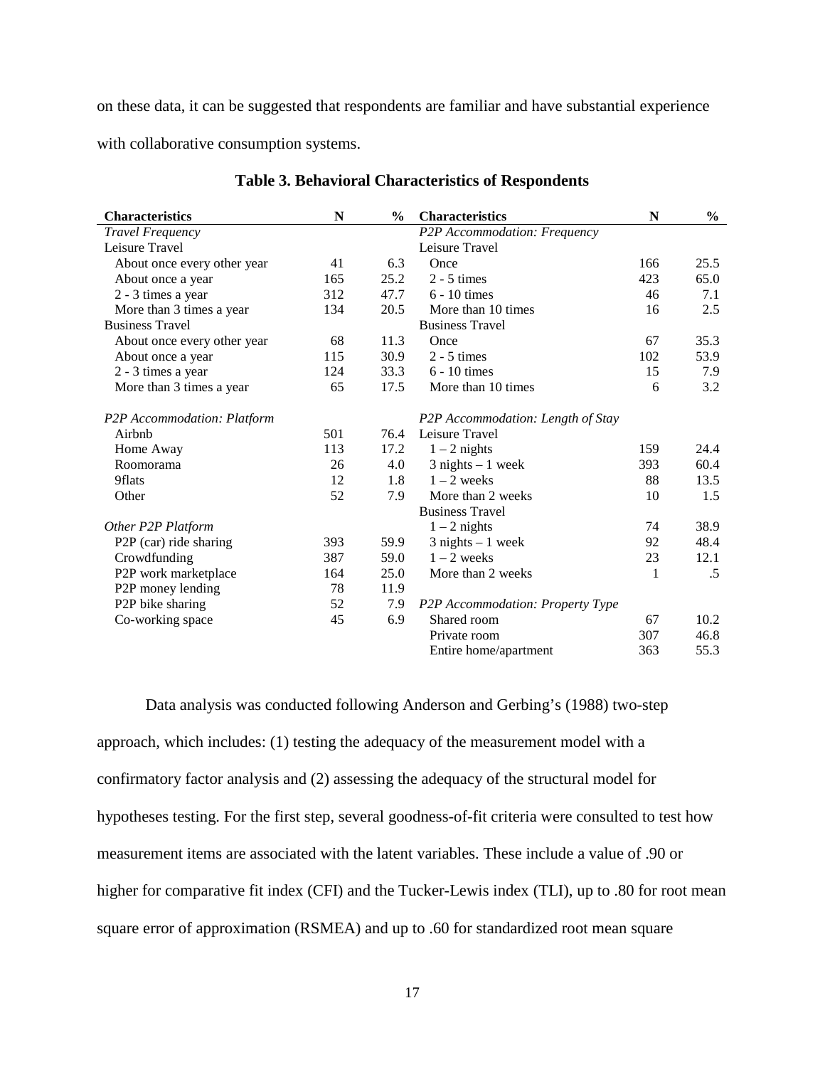on these data, it can be suggested that respondents are familiar and have substantial experience with collaborative consumption systems.

**Table 3. Behavioral Characteristics of Respondents**

| Characteristics | N | % | Characteristics | N | % |
|---|---|---|---|---|---|
| *Travel Frequency* | | | *P2P Accommodation: Frequency* | | |
| Leisure Travel | | | Leisure Travel | | |
| About once every other year | 41 | 6.3 | Once | 166 | 25.5 |
| About once a year | 165 | 25.2 | 2 - 5 times | 423 | 65.0 |
| 2 - 3 times a year | 312 | 47.7 | 6 - 10 times | 46 | 7.1 |
| More than 3 times a year | 134 | 20.5 | More than 10 times | 16 | 2.5 |
| Business Travel | | | Business Travel | | |
| About once every other year | 68 | 11.3 | Once | 67 | 35.3 |
| About once a year | 115 | 30.9 | 2 - 5 times | 102 | 53.9 |
| 2 - 3 times a year | 124 | 33.3 | 6 - 10 times | 15 | 7.9 |
| More than 3 times a year | 65 | 17.5 | More than 10 times | 6 | 3.2 |
| | | | | | |
| *P2P Accommodation: Platform* | | | *P2P Accommodation: Length of Stay* | | |
| Airbnb | 501 | 76.4 | Leisure Travel | | |
| Home Away | 113 | 17.2 | 1 – 2 nights | 159 | 24.4 |
| Roomorama | 26 | 4.0 | 3 nights – 1 week | 393 | 60.4 |
| 9flats | 12 | 1.8 | 1 – 2 weeks | 88 | 13.5 |
| Other | 52 | 7.9 | More than 2 weeks | 10 | 1.5 |
| | | | Business Travel | | |
| *Other P2P Platform* | | | 1 – 2 nights | 74 | 38.9 |
| P2P (car) ride sharing | 393 | 59.9 | 3 nights – 1 week | 92 | 48.4 |
| Crowdfunding | 387 | 59.0 | 1 – 2 weeks | 23 | 12.1 |
| P2P work marketplace | 164 | 25.0 | More than 2 weeks | 1 | .5 |
| P2P money lending | 78 | 11.9 | | | |
| P2P bike sharing | 52 | 7.9 | *P2P Accommodation: Property Type* | | |
| Co-working space | 45 | 6.9 | Shared room | 67 | 10.2 |
| | | | Private room | 307 | 46.8 |
| | | | Entire home/apartment | 363 | 55.3 |

Data analysis was conducted following Anderson and Gerbing's (1988) two-step approach, which includes: (1) testing the adequacy of the measurement model with a confirmatory factor analysis and (2) assessing the adequacy of the structural model for hypotheses testing. For the first step, several goodness-of-fit criteria were consulted to test how measurement items are associated with the latent variables. These include a value of .90 or higher for comparative fit index (CFI) and the Tucker-Lewis index (TLI), up to .80 for root mean square error of approximation (RSMEA) and up to .60 for standardized root mean square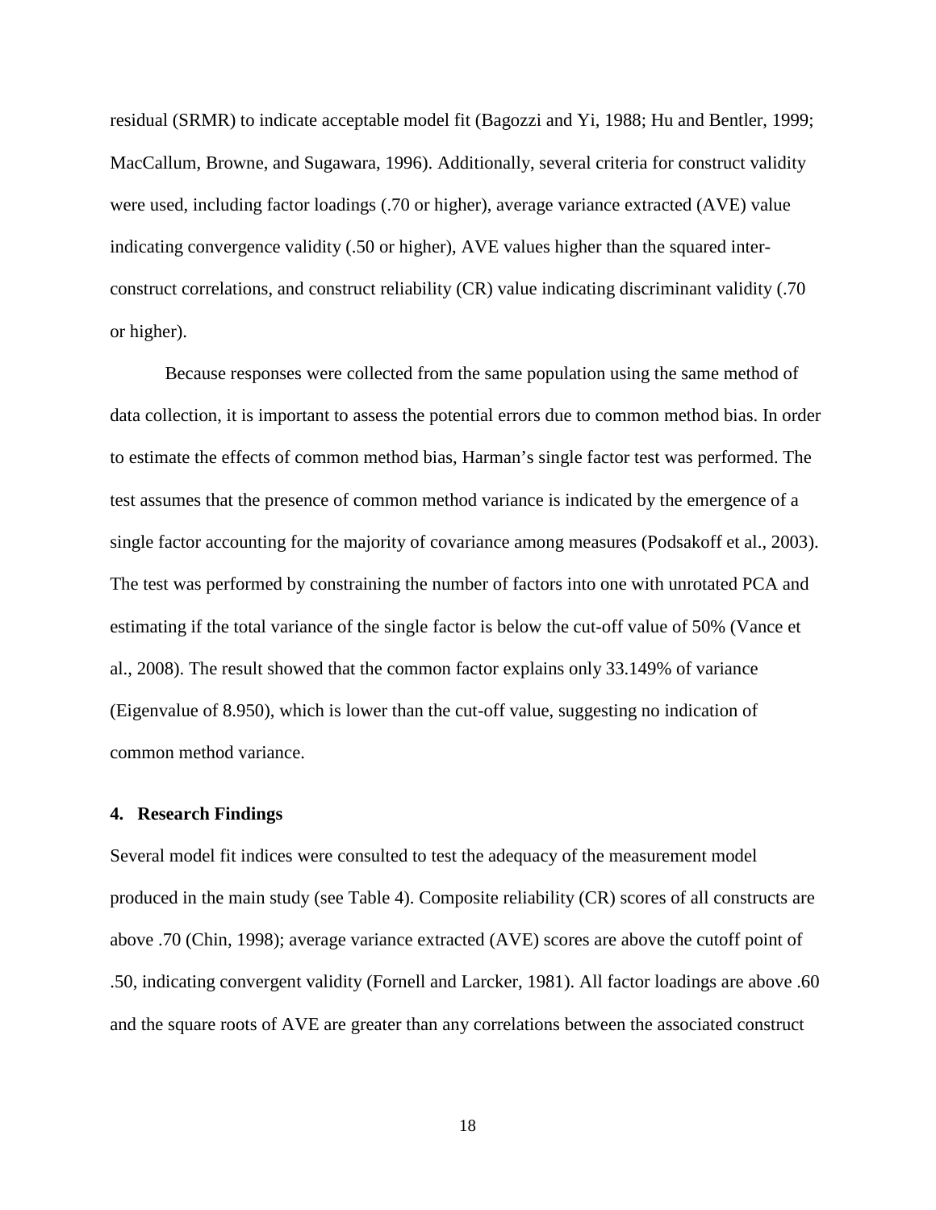residual (SRMR) to indicate acceptable model fit (Bagozzi and Yi, 1988; Hu and Bentler, 1999; MacCallum, Browne, and Sugawara, 1996). Additionally, several criteria for construct validity were used, including factor loadings (.70 or higher), average variance extracted (AVE) value indicating convergence validity (.50 or higher), AVE values higher than the squared inter-construct correlations, and construct reliability (CR) value indicating discriminant validity (.70 or higher).

Because responses were collected from the same population using the same method of data collection, it is important to assess the potential errors due to common method bias. In order to estimate the effects of common method bias, Harman's single factor test was performed. The test assumes that the presence of common method variance is indicated by the emergence of a single factor accounting for the majority of covariance among measures (Podsakoff et al., 2003). The test was performed by constraining the number of factors into one with unrotated PCA and estimating if the total variance of the single factor is below the cut-off value of 50% (Vance et al., 2008). The result showed that the common factor explains only 33.149% of variance (Eigenvalue of 8.950), which is lower than the cut-off value, suggesting no indication of common method variance.

## 4. Research Findings

Several model fit indices were consulted to test the adequacy of the measurement model produced in the main study (see Table 4). Composite reliability (CR) scores of all constructs are above .70 (Chin, 1998); average variance extracted (AVE) scores are above the cutoff point of .50, indicating convergent validity (Fornell and Larcker, 1981). All factor loadings are above .60 and the square roots of AVE are greater than any correlations between the associated construct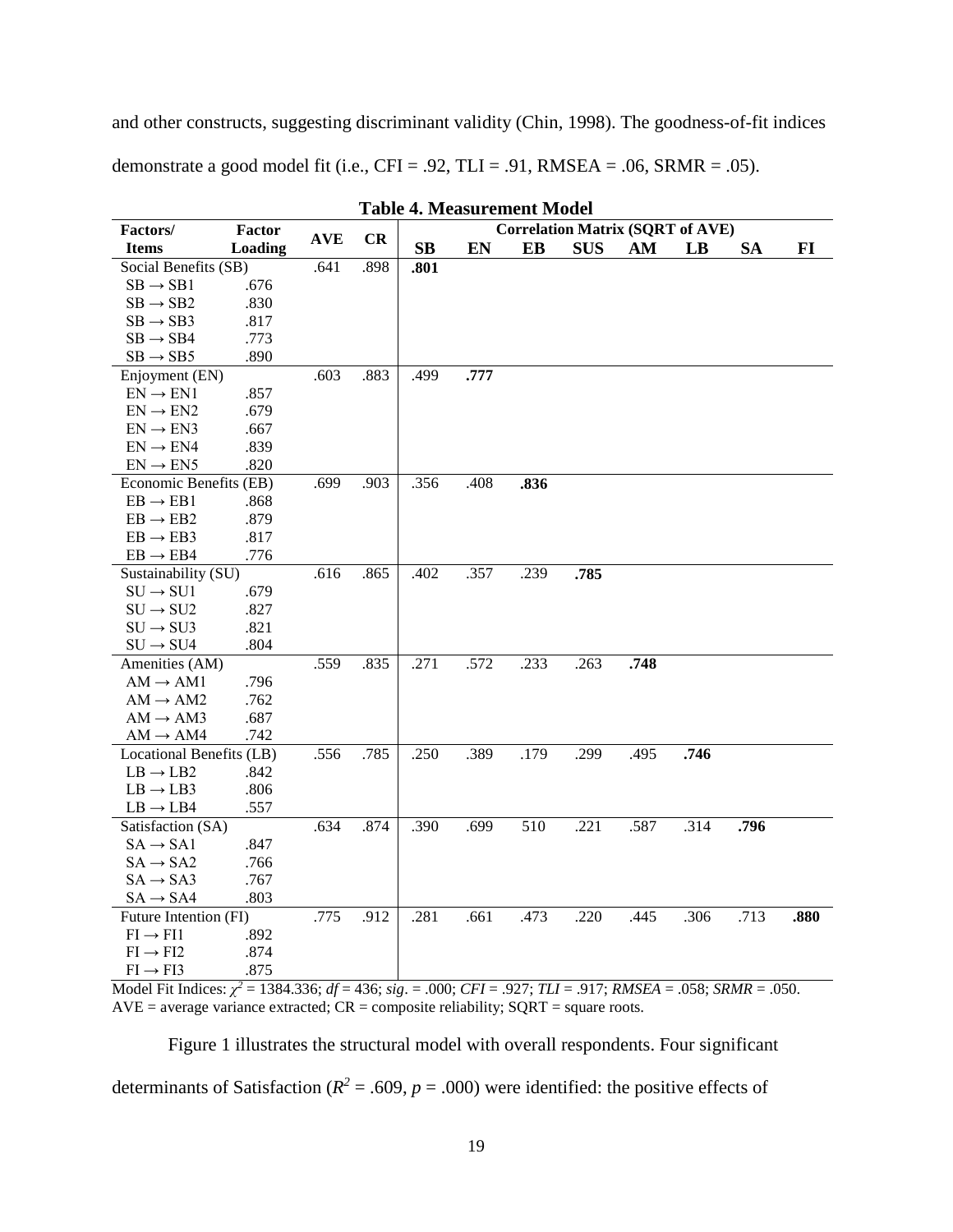and other constructs, suggesting discriminant validity (Chin, 1998). The goodness-of-fit indices demonstrate a good model fit (i.e., CFI = .92, TLI = .91, RMSEA = .06, SRMR = .05).

**Table 4. Measurement Model**

| Factors/ Items | Factor Loading | AVE | CR | Correlation Matrix (SQRT of AVE) | | | | | | | |
|---|---|---|---|---|---|---|---|---|---|---|---|
| | | | | **SB** | **EN** | **EB** | **SUS** | **AM** | **LB** | **SA** | **FI** |
| Social Benefits (SB) | | .641 | .898 | **.801** | | | | | | | |
| SB → SB1 | .676 | | | | | | | | | | |
| SB → SB2 | .830 | | | | | | | | | | |
| SB → SB3 | .817 | | | | | | | | | | |
| SB → SB4 | .773 | | | | | | | | | | |
| SB → SB5 | .890 | | | | | | | | | | |
| Enjoyment (EN) | | .603 | .883 | .499 | **.777** | | | | | | |
| EN → EN1 | .857 | | | | | | | | | | |
| EN → EN2 | .679 | | | | | | | | | | |
| EN → EN3 | .667 | | | | | | | | | | |
| EN → EN4 | .839 | | | | | | | | | | |
| EN → EN5 | .820 | | | | | | | | | | |
| Economic Benefits (EB) | | .699 | .903 | .356 | .408 | **.836** | | | | | |
| EB → EB1 | .868 | | | | | | | | | | |
| EB → EB2 | .879 | | | | | | | | | | |
| EB → EB3 | .817 | | | | | | | | | | |
| EB → EB4 | .776 | | | | | | | | | | |
| Sustainability (SU) | | .616 | .865 | .402 | .357 | .239 | **.785** | | | | |
| SU → SU1 | .679 | | | | | | | | | | |
| SU → SU2 | .827 | | | | | | | | | | |
| SU → SU3 | .821 | | | | | | | | | | |
| SU → SU4 | .804 | | | | | | | | | | |
| Amenities (AM) | | .559 | .835 | .271 | .572 | .233 | .263 | **.748** | | | |
| AM → AM1 | .796 | | | | | | | | | | |
| AM → AM2 | .762 | | | | | | | | | | |
| AM → AM3 | .687 | | | | | | | | | | |
| AM → AM4 | .742 | | | | | | | | | | |
| Locational Benefits (LB) | | .556 | .785 | .250 | .389 | .179 | .299 | .495 | **.746** | | |
| LB → LB2 | .842 | | | | | | | | | | |
| LB → LB3 | .806 | | | | | | | | | | |
| LB → LB4 | .557 | | | | | | | | | | |
| Satisfaction (SA) | | .634 | .874 | .390 | .699 | 510 | .221 | .587 | .314 | **.796** | |
| SA → SA1 | .847 | | | | | | | | | | |
| SA → SA2 | .766 | | | | | | | | | | |
| SA → SA3 | .767 | | | | | | | | | | |
| SA → SA4 | .803 | | | | | | | | | | |
| Future Intention (FI) | | .775 | .912 | .281 | .661 | .473 | .220 | .445 | .306 | .713 | **.880** |
| FI → FI1 | .892 | | | | | | | | | | |
| FI → FI2 | .874 | | | | | | | | | | |
| FI → FI3 | .875 | | | | | | | | | | |

Model Fit Indices: $\chi^2$ = 1384.336; *df* = 436; *sig*. = .000; *CFI* = .927; *TLI* = .917; *RMSEA* = .058; *SRMR* = .050.
AVE = average variance extracted; CR = composite reliability; SQRT = square roots.

Figure 1 illustrates the structural model with overall respondents. Four significant determinants of Satisfaction ($R^2$ = .609, $p$ = .000) were identified: the positive effects of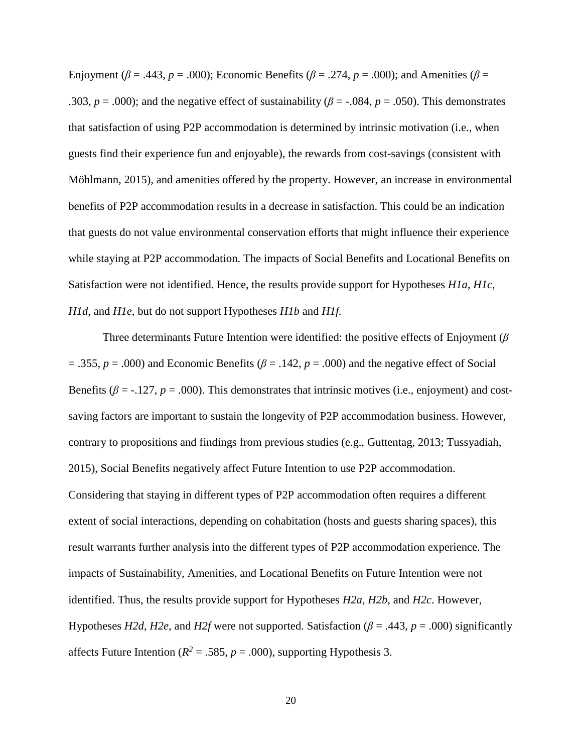Enjoyment ($\beta$ = .443, $p$ = .000); Economic Benefits ($\beta$ = .274, $p$ = .000); and Amenities ($\beta$ = .303, $p$ = .000); and the negative effect of sustainability ($\beta$ = -.084, $p$ = .050). This demonstrates that satisfaction of using P2P accommodation is determined by intrinsic motivation (i.e., when guests find their experience fun and enjoyable), the rewards from cost-savings (consistent with Möhlmann, 2015), and amenities offered by the property. However, an increase in environmental benefits of P2P accommodation results in a decrease in satisfaction. This could be an indication that guests do not value environmental conservation efforts that might influence their experience while staying at P2P accommodation. The impacts of Social Benefits and Locational Benefits on Satisfaction were not identified. Hence, the results provide support for Hypotheses *H1a*, *H1c*, *H1d*, and *H1e,* but do not support Hypotheses *H1b* and *H1f.*

Three determinants Future Intention were identified: the positive effects of Enjoyment ($\beta$ = .355, $p$ = .000) and Economic Benefits ($\beta$ = .142, $p$ = .000) and the negative effect of Social Benefits ($\beta$ = -.127, $p$ = .000). This demonstrates that intrinsic motives (i.e., enjoyment) and cost-saving factors are important to sustain the longevity of P2P accommodation business. However, contrary to propositions and findings from previous studies (e.g., Guttentag, 2013; Tussyadiah, 2015), Social Benefits negatively affect Future Intention to use P2P accommodation. Considering that staying in different types of P2P accommodation often requires a different extent of social interactions, depending on cohabitation (hosts and guests sharing spaces), this result warrants further analysis into the different types of P2P accommodation experience. The impacts of Sustainability, Amenities, and Locational Benefits on Future Intention were not identified. Thus, the results provide support for Hypotheses *H2a*, *H2b*, and *H2c*. However, Hypotheses *H2d*, *H2e*, and *H2f* were not supported. Satisfaction ($\beta$ = .443, $p$ = .000) significantly affects Future Intention ($R^2$ = .585, $p$ = .000), supporting Hypothesis 3.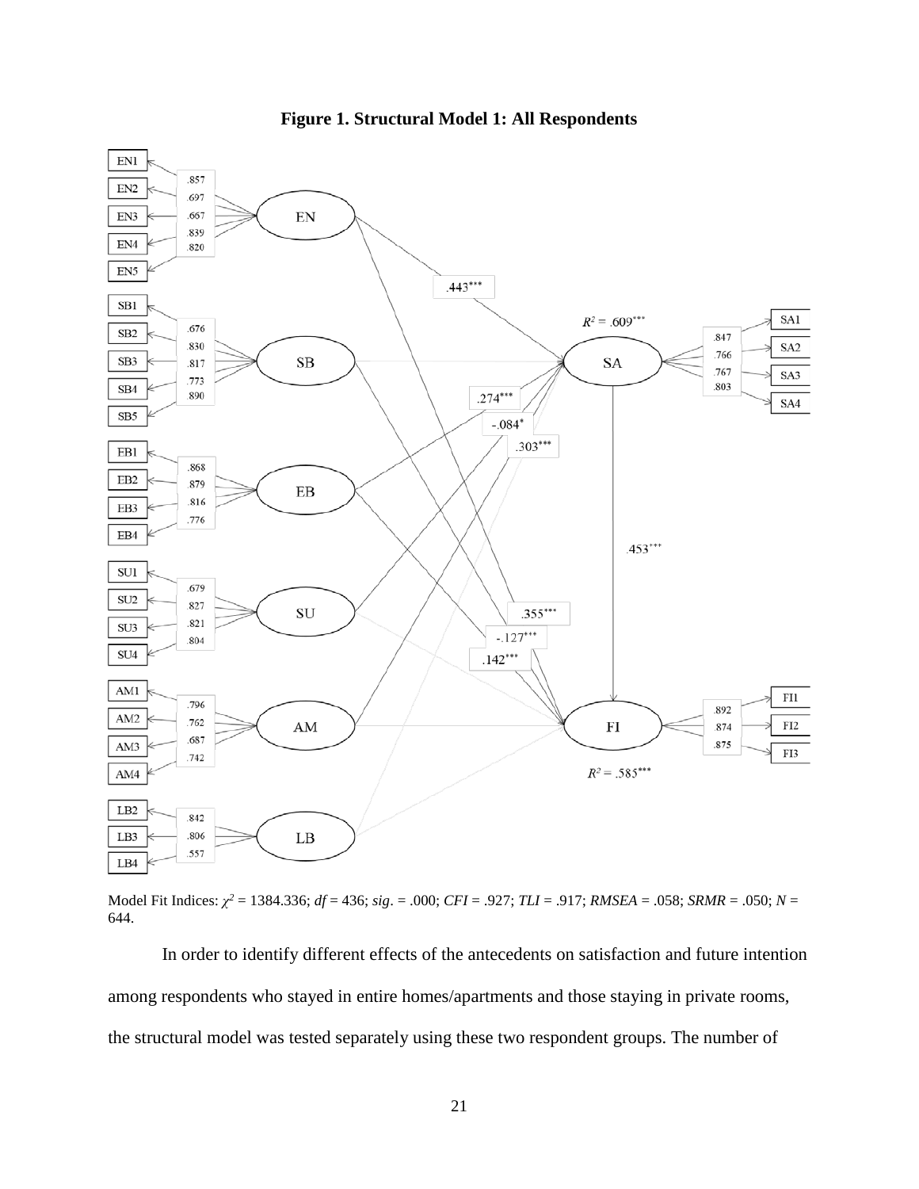**Figure 1. Structural Model 1: All Respondents**

EN1
EN2
EN3
EN4
EN5
.857
.697
.667
.839
.820
EN

SB1
SB2
SB3
SB4
SB5
.676
.830
.817
.773
.890
SB

EB1
EB2
EB3
EB4
.868
.879
.816
.776
EB

SU1
SU2
SU3
SU4
.679
.827
.821
.804
SU

AM1
AM2
AM3
AM4
.796
.762
.687
.742
AM

LB2
LB3
LB4
.842
.806
.557
LB

.443***
$R^2$ = .609***
SA
.847
.766
.767
.803
SA1
SA2
SA3
SA4
.274***
-.084*
.303***
.453***
.355***
-.127***
.142***
FI
.892
.874
.875
FI1
FI2
FI3
$R^2$ = .585***

Model Fit Indices: $\chi^2$ = 1384.336; *df* = 436; *sig*. = .000; *CFI* = .927; *TLI* = .917; *RMSEA* = .058; *SRMR* = .050; *N* = 644.

In order to identify different effects of the antecedents on satisfaction and future intention among respondents who stayed in entire homes/apartments and those staying in private rooms, the structural model was tested separately using these two respondent groups. The number of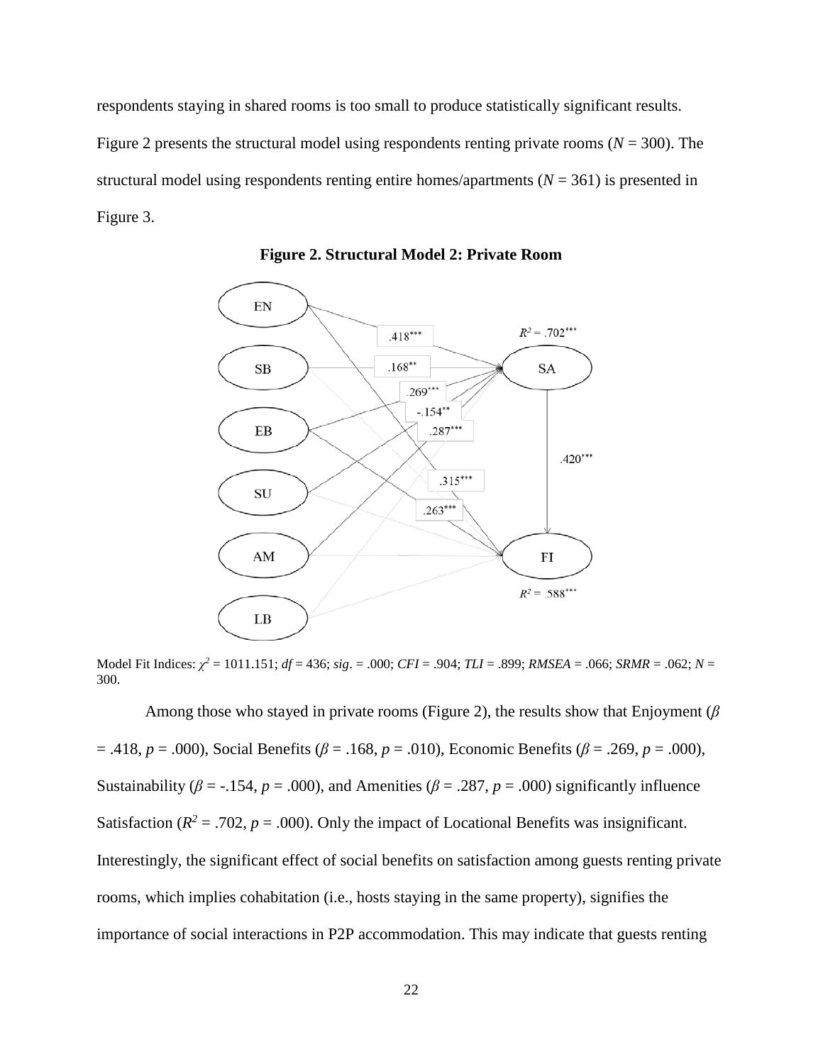respondents staying in shared rooms is too small to produce statistically significant results. Figure 2 presents the structural model using respondents renting private rooms (*N* = 300). The structural model using respondents renting entire homes/apartments (*N* = 361) is presented in Figure 3.

**Figure 2. Structural Model 2: Private Room**

EN
SB
EB
SU
AM
LB
SA
FI
.418***
.168**
.269***
-.154**
.287***
.315***
.263***
.420***
$R^2$ = .702***
$R^2$ = .588***

Model Fit Indices: $\chi^2$ = 1011.151; *df* = 436; *sig*. = .000; *CFI* = .904; *TLI* = .899; *RMSEA* = .066; *SRMR* = .062; *N* = 300.

Among those who stayed in private rooms (Figure 2), the results show that Enjoyment ($\beta$ = .418, *p* = .000), Social Benefits ($\beta$ = .168, *p* = .010), Economic Benefits ($\beta$ = .269, *p* = .000), Sustainability ($\beta$ = -.154, *p* = .000), and Amenities ($\beta$ = .287, *p* = .000) significantly influence Satisfaction ($R^2$ = .702, *p* = .000). Only the impact of Locational Benefits was insignificant. Interestingly, the significant effect of social benefits on satisfaction among guests renting private rooms, which implies cohabitation (i.e., hosts staying in the same property), signifies the importance of social interactions in P2P accommodation. This may indicate that guests renting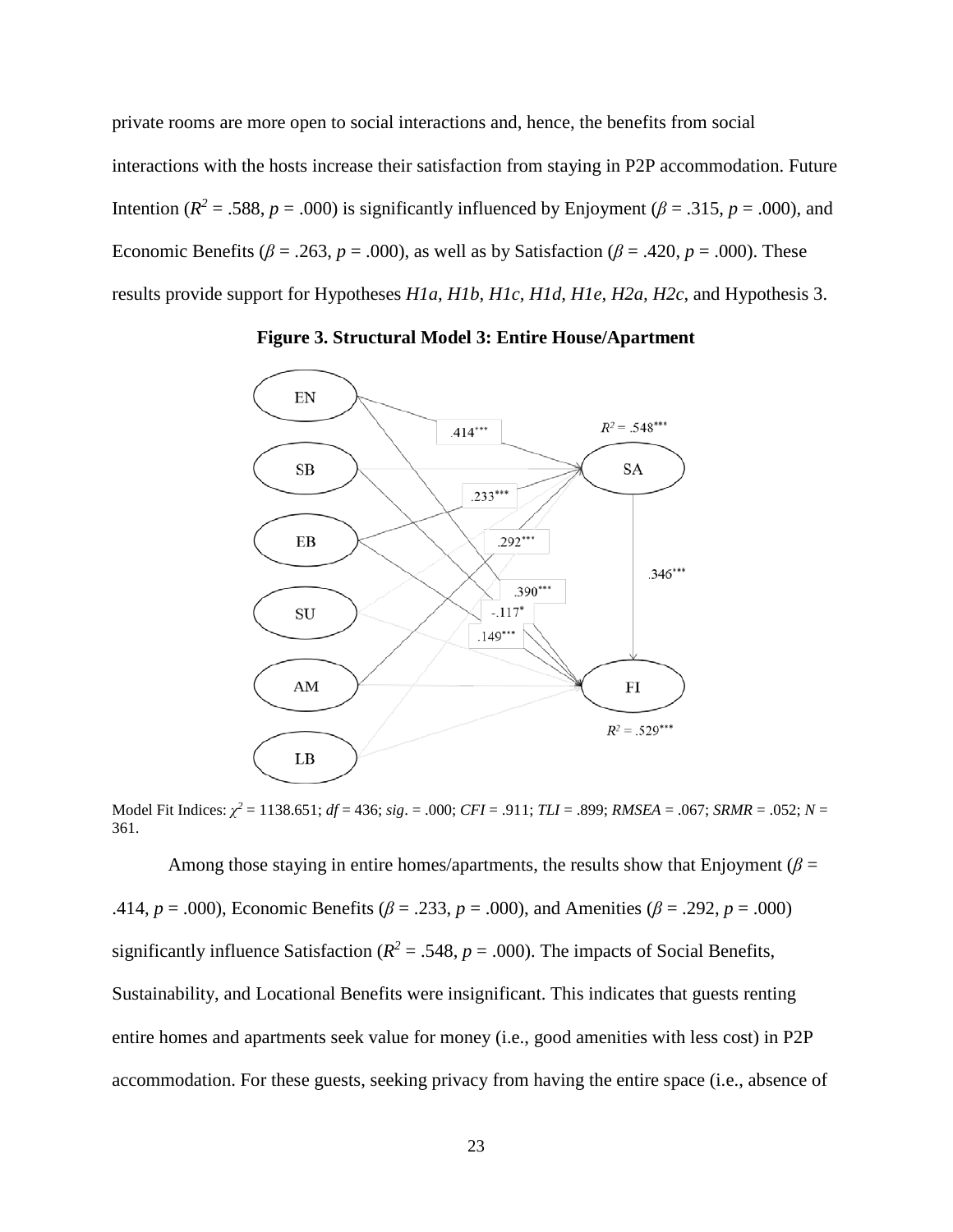private rooms are more open to social interactions and, hence, the benefits from social interactions with the hosts increase their satisfaction from staying in P2P accommodation. Future Intention ($R^2$ = .588, $p$ = .000) is significantly influenced by Enjoyment ($\beta$ = .315, $p$ = .000), and Economic Benefits ($\beta$ = .263, $p$ = .000), as well as by Satisfaction ($\beta$ = .420, $p$ = .000). These results provide support for Hypotheses *H1a, H1b, H1c, H1d, H1e, H2a, H2c*, and Hypothesis 3.

**Figure 3. Structural Model 3: Entire House/Apartment**

EN
SB
EB
SU
AM
LB
SA
FI
.414***
.233***
.292***
.390***
-.117*
.149***
.346***
$R^2$ = .548***
$R^2$ = .529***

Model Fit Indices: $\chi^2$ = 1138.651; *df* = 436; *sig*. = .000; *CFI* = .911; *TLI* = .899; *RMSEA* = .067; *SRMR* = .052; *N* = 361.

Among those staying in entire homes/apartments, the results show that Enjoyment ($\beta$ = .414, $p$ = .000), Economic Benefits ($\beta$ = .233, $p$ = .000), and Amenities ($\beta$ = .292, $p$ = .000) significantly influence Satisfaction ($R^2$ = .548, $p$ = .000). The impacts of Social Benefits, Sustainability, and Locational Benefits were insignificant. This indicates that guests renting entire homes and apartments seek value for money (i.e., good amenities with less cost) in P2P accommodation. For these guests, seeking privacy from having the entire space (i.e., absence of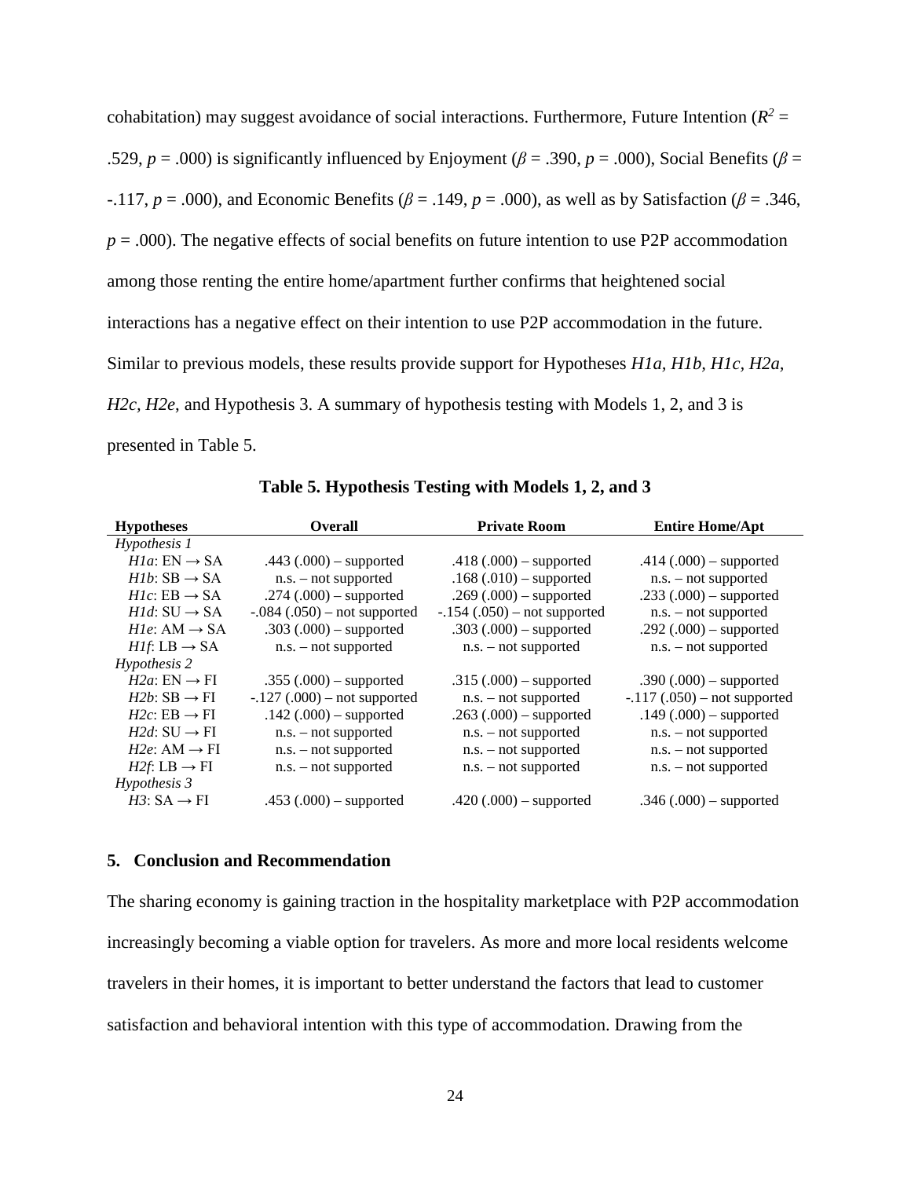cohabitation) may suggest avoidance of social interactions. Furthermore, Future Intention ($R^2$ = .529, $p$ = .000) is significantly influenced by Enjoyment ($\beta$ = .390, $p$ = .000), Social Benefits ($\beta$ = -.117, $p$ = .000), and Economic Benefits ($\beta$ = .149, $p$ = .000), as well as by Satisfaction ($\beta$ = .346, $p$ = .000). The negative effects of social benefits on future intention to use P2P accommodation among those renting the entire home/apartment further confirms that heightened social interactions has a negative effect on their intention to use P2P accommodation in the future. Similar to previous models, these results provide support for Hypotheses *H1a*, *H1b*, *H1c*, *H2a*, *H2c*, *H2e*, and Hypothesis 3. A summary of hypothesis testing with Models 1, 2, and 3 is presented in Table 5.

**Table 5. Hypothesis Testing with Models 1, 2, and 3**

| Hypotheses | Overall | Private Room | Entire Home/Apt |
|---|---|---|---|
| *Hypothesis 1* | | | |
| *H1a*: EN → SA | .443 (.000) – supported | .418 (.000) – supported | .414 (.000) – supported |
| *H1b*: SB → SA | n.s. – not supported | .168 (.010) – supported | n.s. – not supported |
| *H1c*: EB → SA | .274 (.000) – supported | .269 (.000) – supported | .233 (.000) – supported |
| *H1d*: SU → SA | -.084 (.050) – not supported | -.154 (.050) – not supported | n.s. – not supported |
| *H1e*: AM → SA | .303 (.000) – supported | .303 (.000) – supported | .292 (.000) – supported |
| *H1f*: LB → SA | n.s. – not supported | n.s. – not supported | n.s. – not supported |
| *Hypothesis 2* | | | |
| *H2a*: EN → FI | .355 (.000) – supported | .315 (.000) – supported | .390 (.000) – supported |
| *H2b*: SB → FI | -.127 (.000) – not supported | n.s. – not supported | -.117 (.050) – not supported |
| *H2c*: EB → FI | .142 (.000) – supported | .263 (.000) – supported | .149 (.000) – supported |
| *H2d*: SU → FI | n.s. – not supported | n.s. – not supported | n.s. – not supported |
| *H2e*: AM → FI | n.s. – not supported | n.s. – not supported | n.s. – not supported |
| *H2f*: LB → FI | n.s. – not supported | n.s. – not supported | n.s. – not supported |
| *Hypothesis 3* | | | |
| *H3*: SA → FI | .453 (.000) – supported | .420 (.000) – supported | .346 (.000) – supported |

## 5. Conclusion and Recommendation

The sharing economy is gaining traction in the hospitality marketplace with P2P accommodation increasingly becoming a viable option for travelers. As more and more local residents welcome travelers in their homes, it is important to better understand the factors that lead to customer satisfaction and behavioral intention with this type of accommodation. Drawing from the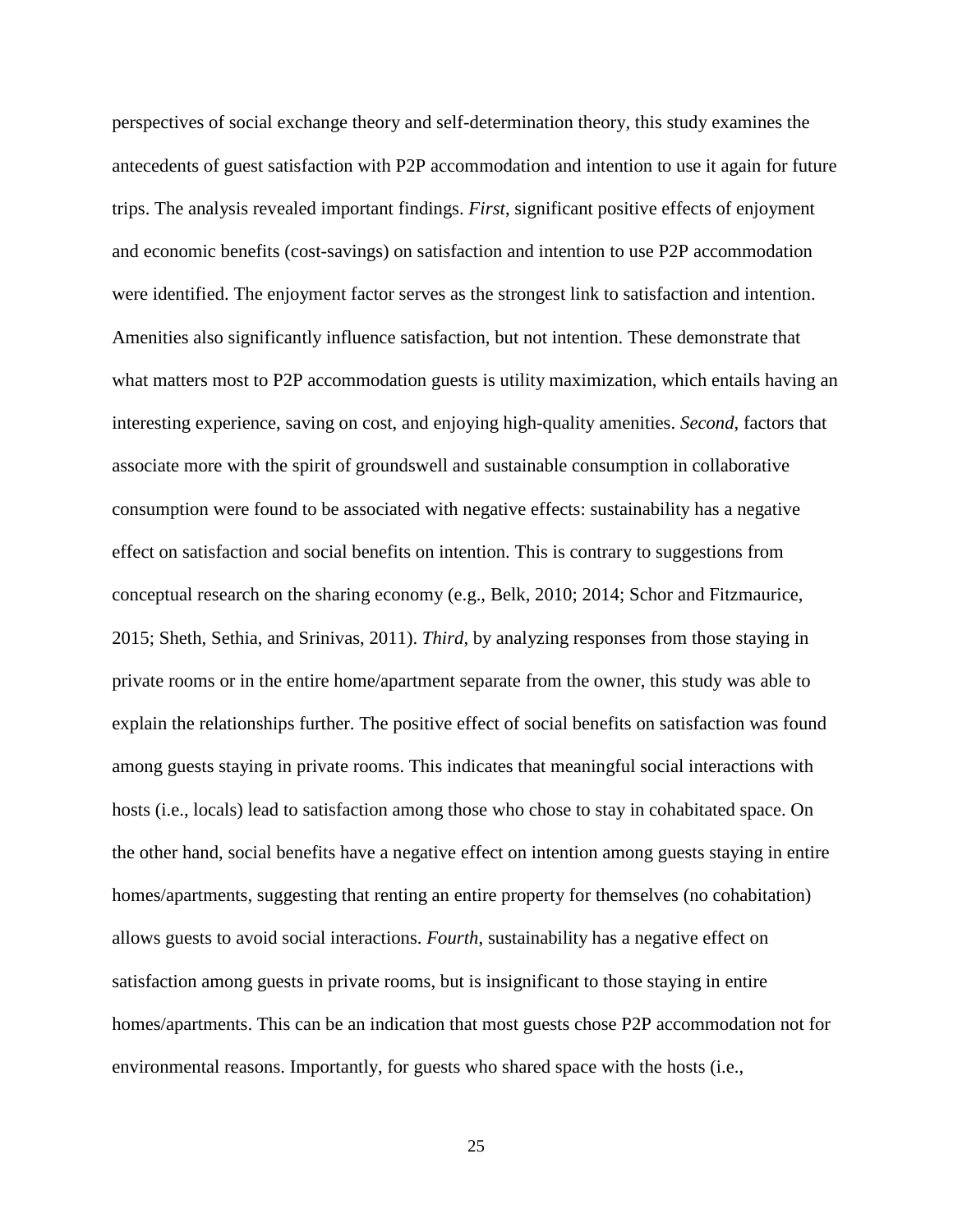perspectives of social exchange theory and self-determination theory, this study examines the antecedents of guest satisfaction with P2P accommodation and intention to use it again for future trips. The analysis revealed important findings. *First*, significant positive effects of enjoyment and economic benefits (cost-savings) on satisfaction and intention to use P2P accommodation were identified. The enjoyment factor serves as the strongest link to satisfaction and intention. Amenities also significantly influence satisfaction, but not intention. These demonstrate that what matters most to P2P accommodation guests is utility maximization, which entails having an interesting experience, saving on cost, and enjoying high-quality amenities. *Second*, factors that associate more with the spirit of groundswell and sustainable consumption in collaborative consumption were found to be associated with negative effects: sustainability has a negative effect on satisfaction and social benefits on intention. This is contrary to suggestions from conceptual research on the sharing economy (e.g., Belk, 2010; 2014; Schor and Fitzmaurice, 2015; Sheth, Sethia, and Srinivas, 2011). *Third*, by analyzing responses from those staying in private rooms or in the entire home/apartment separate from the owner, this study was able to explain the relationships further. The positive effect of social benefits on satisfaction was found among guests staying in private rooms. This indicates that meaningful social interactions with hosts (i.e., locals) lead to satisfaction among those who chose to stay in cohabitated space. On the other hand, social benefits have a negative effect on intention among guests staying in entire homes/apartments, suggesting that renting an entire property for themselves (no cohabitation) allows guests to avoid social interactions. *Fourth*, sustainability has a negative effect on satisfaction among guests in private rooms, but is insignificant to those staying in entire homes/apartments. This can be an indication that most guests chose P2P accommodation not for environmental reasons. Importantly, for guests who shared space with the hosts (i.e.,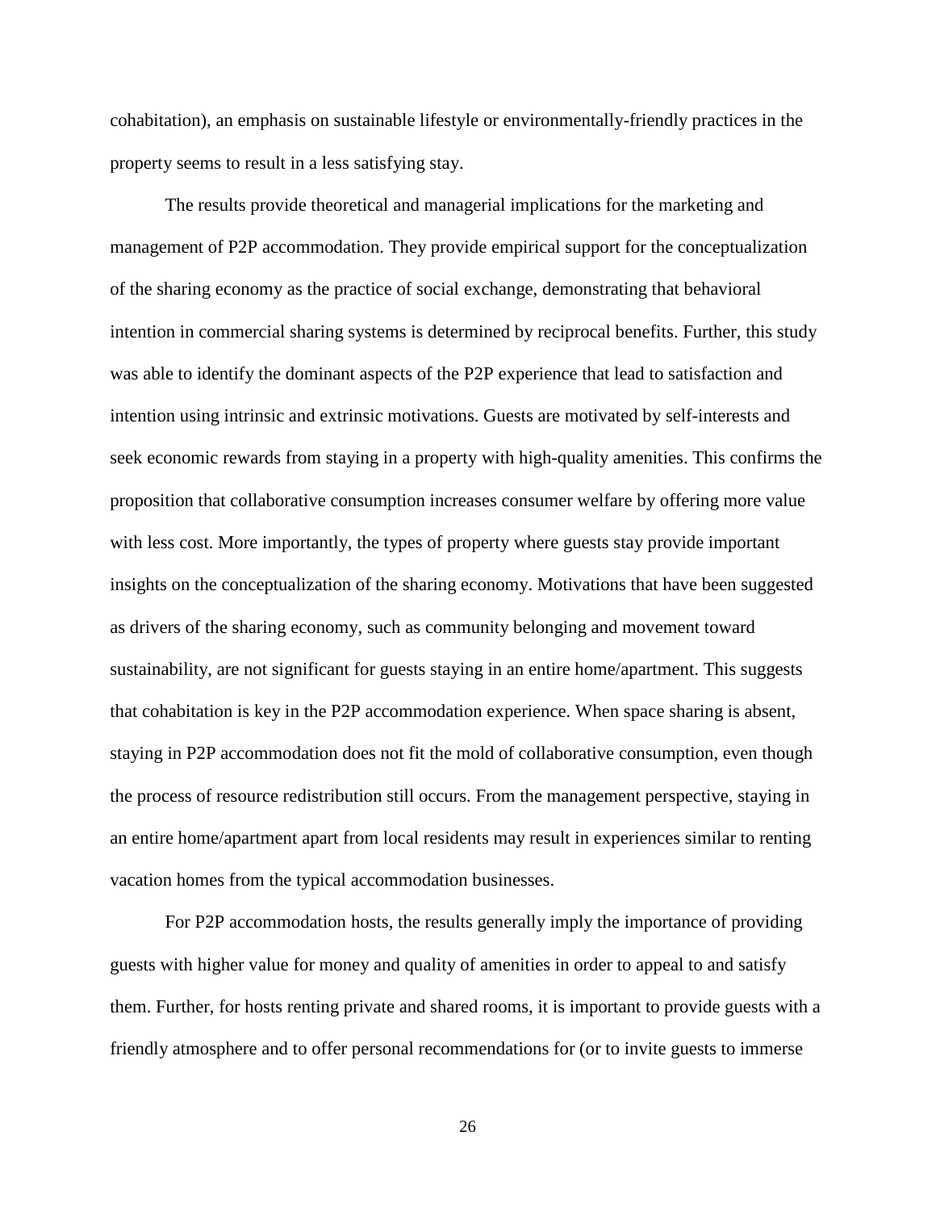cohabitation), an emphasis on sustainable lifestyle or environmentally-friendly practices in the property seems to result in a less satisfying stay.

The results provide theoretical and managerial implications for the marketing and management of P2P accommodation. They provide empirical support for the conceptualization of the sharing economy as the practice of social exchange, demonstrating that behavioral intention in commercial sharing systems is determined by reciprocal benefits. Further, this study was able to identify the dominant aspects of the P2P experience that lead to satisfaction and intention using intrinsic and extrinsic motivations. Guests are motivated by self-interests and seek economic rewards from staying in a property with high-quality amenities. This confirms the proposition that collaborative consumption increases consumer welfare by offering more value with less cost. More importantly, the types of property where guests stay provide important insights on the conceptualization of the sharing economy. Motivations that have been suggested as drivers of the sharing economy, such as community belonging and movement toward sustainability, are not significant for guests staying in an entire home/apartment. This suggests that cohabitation is key in the P2P accommodation experience. When space sharing is absent, staying in P2P accommodation does not fit the mold of collaborative consumption, even though the process of resource redistribution still occurs. From the management perspective, staying in an entire home/apartment apart from local residents may result in experiences similar to renting vacation homes from the typical accommodation businesses.

For P2P accommodation hosts, the results generally imply the importance of providing guests with higher value for money and quality of amenities in order to appeal to and satisfy them. Further, for hosts renting private and shared rooms, it is important to provide guests with a friendly atmosphere and to offer personal recommendations for (or to invite guests to immerse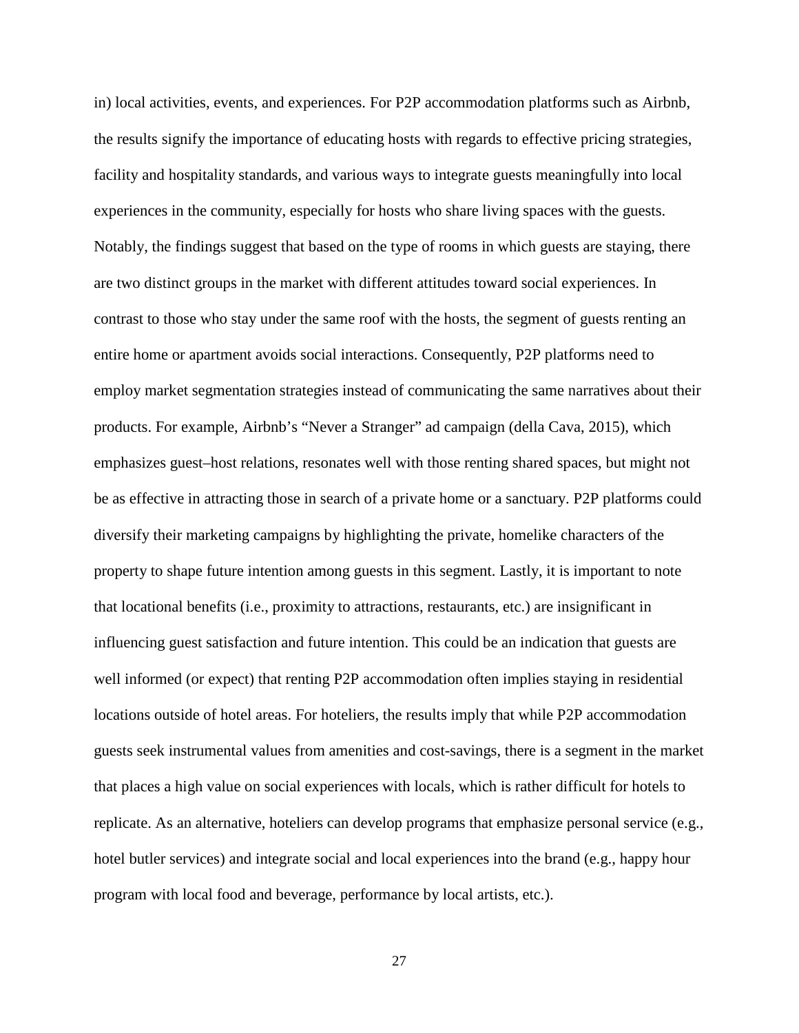in) local activities, events, and experiences. For P2P accommodation platforms such as Airbnb, the results signify the importance of educating hosts with regards to effective pricing strategies, facility and hospitality standards, and various ways to integrate guests meaningfully into local experiences in the community, especially for hosts who share living spaces with the guests. Notably, the findings suggest that based on the type of rooms in which guests are staying, there are two distinct groups in the market with different attitudes toward social experiences. In contrast to those who stay under the same roof with the hosts, the segment of guests renting an entire home or apartment avoids social interactions. Consequently, P2P platforms need to employ market segmentation strategies instead of communicating the same narratives about their products. For example, Airbnb's "Never a Stranger" ad campaign (della Cava, 2015), which emphasizes guest–host relations, resonates well with those renting shared spaces, but might not be as effective in attracting those in search of a private home or a sanctuary. P2P platforms could diversify their marketing campaigns by highlighting the private, homelike characters of the property to shape future intention among guests in this segment. Lastly, it is important to note that locational benefits (i.e., proximity to attractions, restaurants, etc.) are insignificant in influencing guest satisfaction and future intention. This could be an indication that guests are well informed (or expect) that renting P2P accommodation often implies staying in residential locations outside of hotel areas. For hoteliers, the results imply that while P2P accommodation guests seek instrumental values from amenities and cost-savings, there is a segment in the market that places a high value on social experiences with locals, which is rather difficult for hotels to replicate. As an alternative, hoteliers can develop programs that emphasize personal service (e.g., hotel butler services) and integrate social and local experiences into the brand (e.g., happy hour program with local food and beverage, performance by local artists, etc.).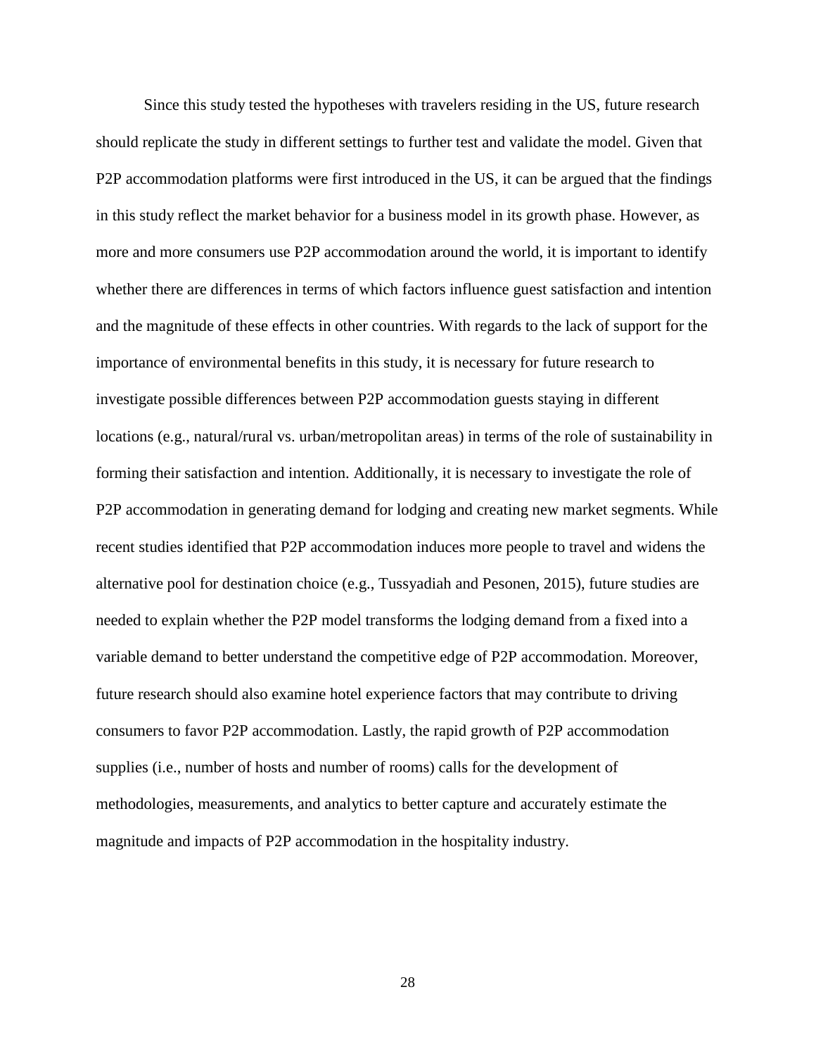Since this study tested the hypotheses with travelers residing in the US, future research should replicate the study in different settings to further test and validate the model. Given that P2P accommodation platforms were first introduced in the US, it can be argued that the findings in this study reflect the market behavior for a business model in its growth phase. However, as more and more consumers use P2P accommodation around the world, it is important to identify whether there are differences in terms of which factors influence guest satisfaction and intention and the magnitude of these effects in other countries. With regards to the lack of support for the importance of environmental benefits in this study, it is necessary for future research to investigate possible differences between P2P accommodation guests staying in different locations (e.g., natural/rural vs. urban/metropolitan areas) in terms of the role of sustainability in forming their satisfaction and intention. Additionally, it is necessary to investigate the role of P2P accommodation in generating demand for lodging and creating new market segments. While recent studies identified that P2P accommodation induces more people to travel and widens the alternative pool for destination choice (e.g., Tussyadiah and Pesonen, 2015), future studies are needed to explain whether the P2P model transforms the lodging demand from a fixed into a variable demand to better understand the competitive edge of P2P accommodation. Moreover, future research should also examine hotel experience factors that may contribute to driving consumers to favor P2P accommodation. Lastly, the rapid growth of P2P accommodation supplies (i.e., number of hosts and number of rooms) calls for the development of methodologies, measurements, and analytics to better capture and accurately estimate the magnitude and impacts of P2P accommodation in the hospitality industry.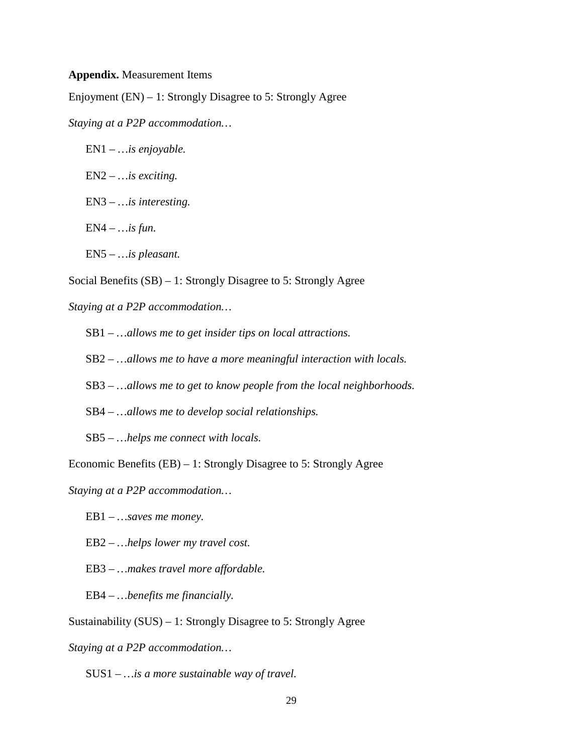**Appendix.** Measurement Items

Enjoyment (EN) – 1: Strongly Disagree to 5: Strongly Agree

*Staying at a P2P accommodation…*

EN1 – *…is enjoyable.*

EN2 – *…is exciting.*

EN3 – *…is interesting.*

EN4 – *…is fun.*

EN5 – *…is pleasant.*

Social Benefits (SB) – 1: Strongly Disagree to 5: Strongly Agree

*Staying at a P2P accommodation…*

SB1 – *…allows me to get insider tips on local attractions.*

SB2 – *…allows me to have a more meaningful interaction with locals.*

SB3 – *…allows me to get to know people from the local neighborhoods.*

SB4 – *…allows me to develop social relationships.*

SB5 – *…helps me connect with locals.*

Economic Benefits (EB) – 1: Strongly Disagree to 5: Strongly Agree

*Staying at a P2P accommodation…*

EB1 – *…saves me money.*

EB2 – *…helps lower my travel cost.*

EB3 – *…makes travel more affordable.*

EB4 – *…benefits me financially.*

Sustainability (SUS) – 1: Strongly Disagree to 5: Strongly Agree

*Staying at a P2P accommodation…*

SUS1 – *…is a more sustainable way of travel.*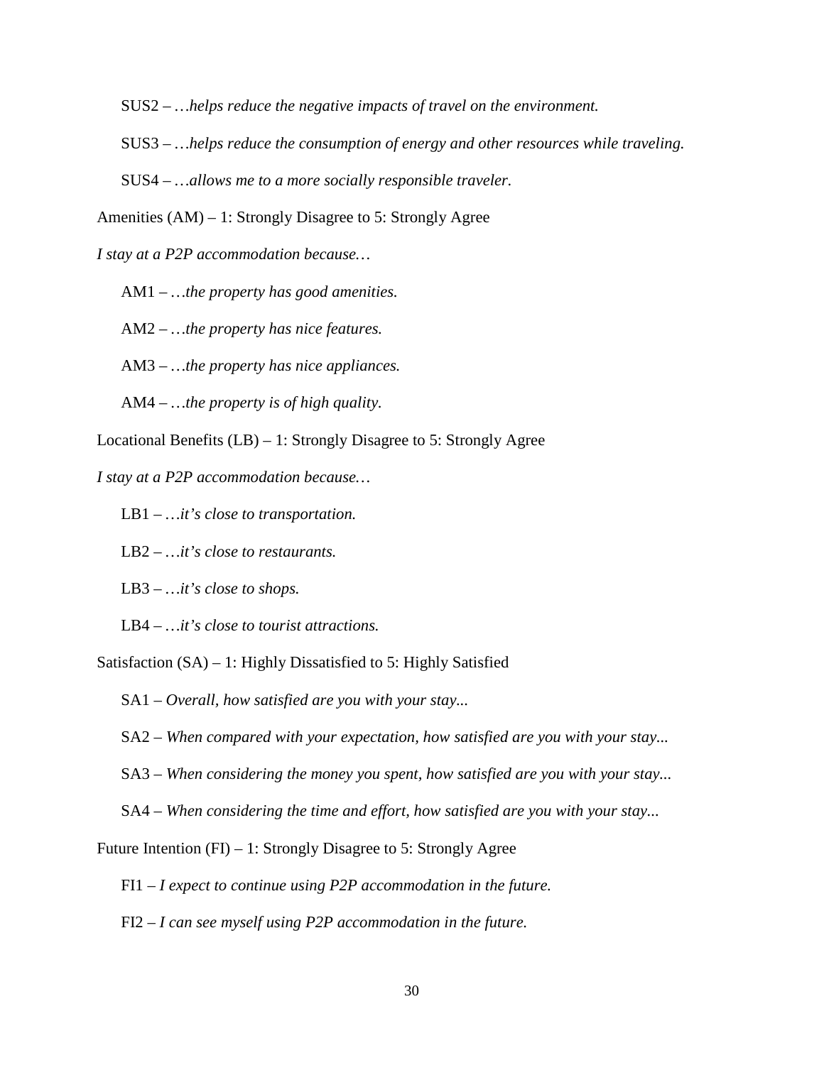SUS2 – *…helps reduce the negative impacts of travel on the environment.*

SUS3 – *…helps reduce the consumption of energy and other resources while traveling.*

SUS4 – *…allows me to a more socially responsible traveler.*

Amenities (AM) – 1: Strongly Disagree to 5: Strongly Agree

*I stay at a P2P accommodation because…*

AM1 – *…the property has good amenities.*

AM2 – *…the property has nice features.*

AM3 – *…the property has nice appliances.*

AM4 – *…the property is of high quality.*

Locational Benefits (LB) – 1: Strongly Disagree to 5: Strongly Agree

*I stay at a P2P accommodation because…*

LB1 – *…it's close to transportation.*

LB2 – *…it's close to restaurants.*

LB3 – *…it's close to shops.*

LB4 – *…it's close to tourist attractions.*

Satisfaction (SA) – 1: Highly Dissatisfied to 5: Highly Satisfied

SA1 – *Overall, how satisfied are you with your stay...*

SA2 – *When compared with your expectation, how satisfied are you with your stay...*

SA3 – *When considering the money you spent, how satisfied are you with your stay...*

SA4 – *When considering the time and effort, how satisfied are you with your stay...*

Future Intention (FI) – 1: Strongly Disagree to 5: Strongly Agree

FI1 – *I expect to continue using P2P accommodation in the future.*

FI2 – *I can see myself using P2P accommodation in the future.*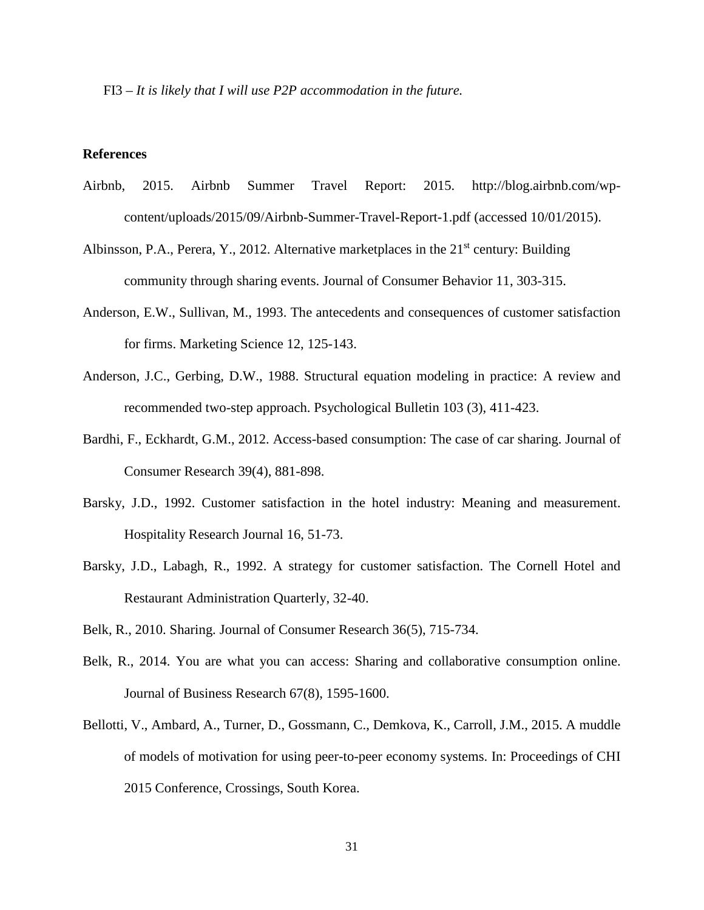FI3 – *It is likely that I will use P2P accommodation in the future.*

## References

Airbnb, 2015. Airbnb Summer Travel Report: 2015. http://blog.airbnb.com/wp-content/uploads/2015/09/Airbnb-Summer-Travel-Report-1.pdf (accessed 10/01/2015).

Albinsson, P.A., Perera, Y., 2012. Alternative marketplaces in the 21st century: Building community through sharing events. Journal of Consumer Behavior 11, 303-315.

Anderson, E.W., Sullivan, M., 1993. The antecedents and consequences of customer satisfaction for firms. Marketing Science 12, 125-143.

Anderson, J.C., Gerbing, D.W., 1988. Structural equation modeling in practice: A review and recommended two-step approach. Psychological Bulletin 103 (3), 411-423.

Bardhi, F., Eckhardt, G.M., 2012. Access-based consumption: The case of car sharing. Journal of Consumer Research 39(4), 881-898.

Barsky, J.D., 1992. Customer satisfaction in the hotel industry: Meaning and measurement. Hospitality Research Journal 16, 51-73.

Barsky, J.D., Labagh, R., 1992. A strategy for customer satisfaction. The Cornell Hotel and Restaurant Administration Quarterly, 32-40.

Belk, R., 2010. Sharing. Journal of Consumer Research 36(5), 715-734.

Belk, R., 2014. You are what you can access: Sharing and collaborative consumption online. Journal of Business Research 67(8), 1595-1600.

Bellotti, V., Ambard, A., Turner, D., Gossmann, C., Demkova, K., Carroll, J.M., 2015. A muddle of models of motivation for using peer-to-peer economy systems. In: Proceedings of CHI 2015 Conference, Crossings, South Korea.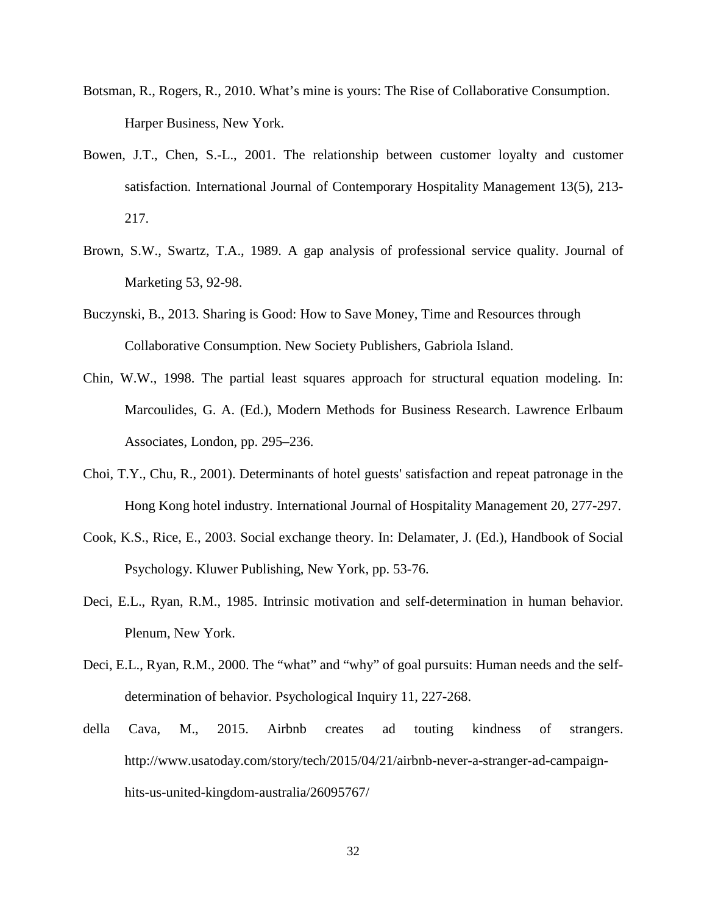Botsman, R., Rogers, R., 2010. What's mine is yours: The Rise of Collaborative Consumption. Harper Business, New York.

Bowen, J.T., Chen, S.-L., 2001. The relationship between customer loyalty and customer satisfaction. International Journal of Contemporary Hospitality Management 13(5), 213-217.

Brown, S.W., Swartz, T.A., 1989. A gap analysis of professional service quality. Journal of Marketing 53, 92-98.

Buczynski, B., 2013. Sharing is Good: How to Save Money, Time and Resources through Collaborative Consumption. New Society Publishers, Gabriola Island.

Chin, W.W., 1998. The partial least squares approach for structural equation modeling. In: Marcoulides, G. A. (Ed.), Modern Methods for Business Research. Lawrence Erlbaum Associates, London, pp. 295–236.

Choi, T.Y., Chu, R., 2001). Determinants of hotel guests' satisfaction and repeat patronage in the Hong Kong hotel industry. International Journal of Hospitality Management 20, 277-297.

Cook, K.S., Rice, E., 2003. Social exchange theory. In: Delamater, J. (Ed.), Handbook of Social Psychology. Kluwer Publishing, New York, pp. 53-76.

Deci, E.L., Ryan, R.M., 1985. Intrinsic motivation and self-determination in human behavior. Plenum, New York.

Deci, E.L., Ryan, R.M., 2000. The "what" and "why" of goal pursuits: Human needs and the self-determination of behavior. Psychological Inquiry 11, 227-268.

della Cava, M., 2015. Airbnb creates ad touting kindness of strangers. http://www.usatoday.com/story/tech/2015/04/21/airbnb-never-a-stranger-ad-campaign-hits-us-united-kingdom-australia/26095767/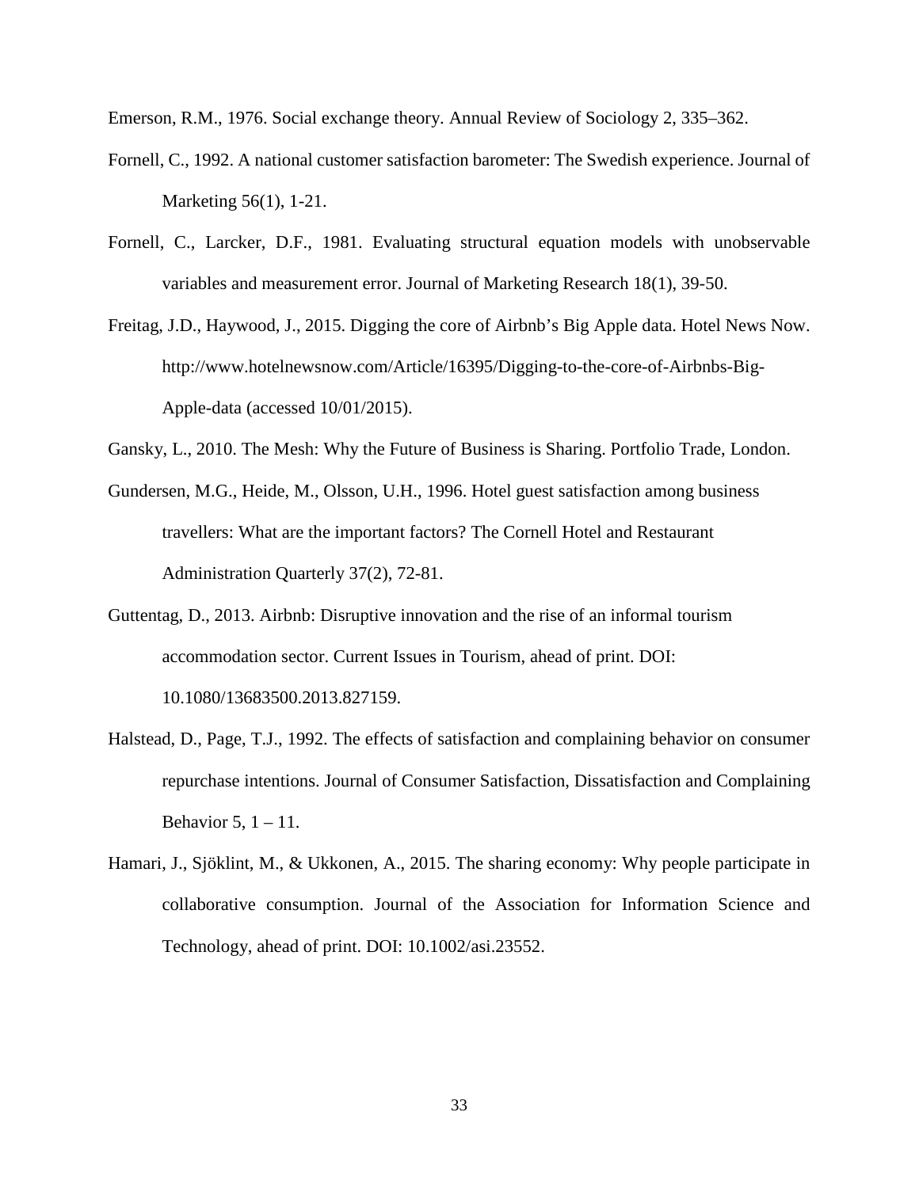Emerson, R.M., 1976. Social exchange theory. Annual Review of Sociology 2, 335–362.

Fornell, C., 1992. A national customer satisfaction barometer: The Swedish experience. Journal of Marketing 56(1), 1-21.

Fornell, C., Larcker, D.F., 1981. Evaluating structural equation models with unobservable variables and measurement error. Journal of Marketing Research 18(1), 39-50.

Freitag, J.D., Haywood, J., 2015. Digging the core of Airbnb's Big Apple data. Hotel News Now. http://www.hotelnewsnow.com/Article/16395/Digging-to-the-core-of-Airbnbs-Big-Apple-data (accessed 10/01/2015).

Gansky, L., 2010. The Mesh: Why the Future of Business is Sharing. Portfolio Trade, London.

Gundersen, M.G., Heide, M., Olsson, U.H., 1996. Hotel guest satisfaction among business travellers: What are the important factors? The Cornell Hotel and Restaurant Administration Quarterly 37(2), 72-81.

Guttentag, D., 2013. Airbnb: Disruptive innovation and the rise of an informal tourism accommodation sector. Current Issues in Tourism, ahead of print. DOI: 10.1080/13683500.2013.827159.

Halstead, D., Page, T.J., 1992. The effects of satisfaction and complaining behavior on consumer repurchase intentions. Journal of Consumer Satisfaction, Dissatisfaction and Complaining Behavior 5, 1 – 11.

Hamari, J., Sjöklint, M., & Ukkonen, A., 2015. The sharing economy: Why people participate in collaborative consumption. Journal of the Association for Information Science and Technology, ahead of print. DOI: 10.1002/asi.23552.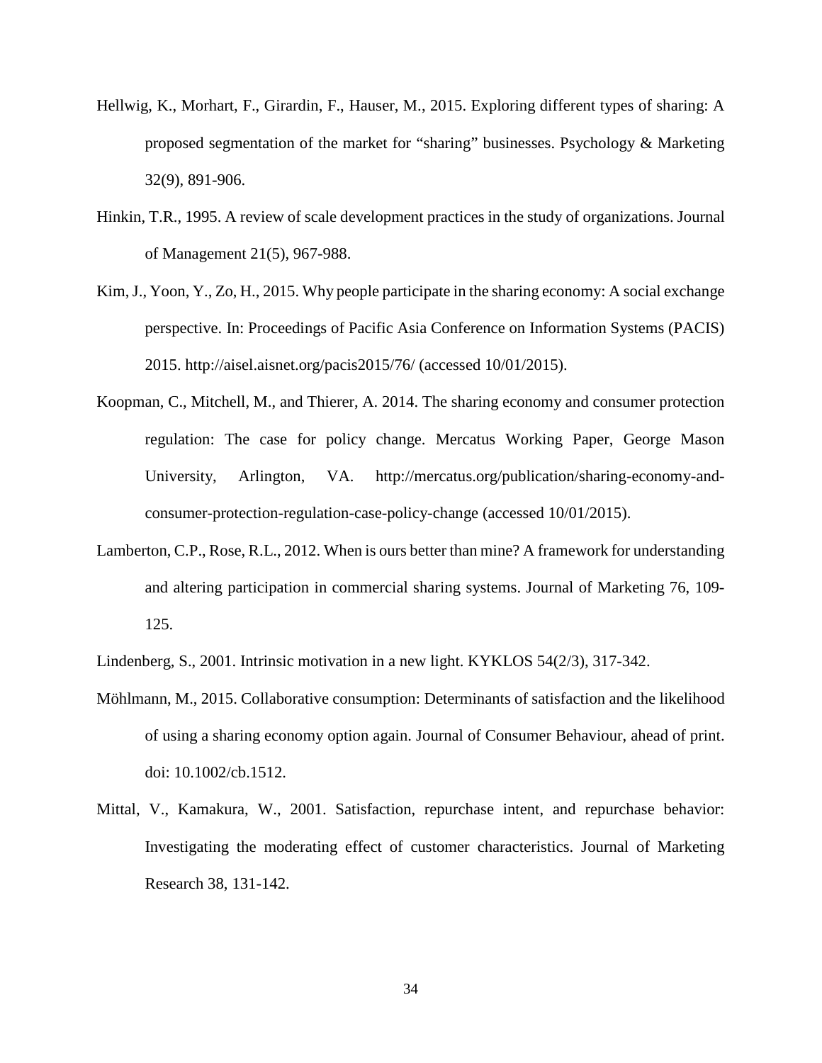Hellwig, K., Morhart, F., Girardin, F., Hauser, M., 2015. Exploring different types of sharing: A proposed segmentation of the market for "sharing" businesses. Psychology & Marketing 32(9), 891-906.

Hinkin, T.R., 1995. A review of scale development practices in the study of organizations. Journal of Management 21(5), 967-988.

Kim, J., Yoon, Y., Zo, H., 2015. Why people participate in the sharing economy: A social exchange perspective. In: Proceedings of Pacific Asia Conference on Information Systems (PACIS) 2015. http://aisel.aisnet.org/pacis2015/76/ (accessed 10/01/2015).

Koopman, C., Mitchell, M., and Thierer, A. 2014. The sharing economy and consumer protection regulation: The case for policy change. Mercatus Working Paper, George Mason University, Arlington, VA. http://mercatus.org/publication/sharing-economy-and-consumer-protection-regulation-case-policy-change (accessed 10/01/2015).

Lamberton, C.P., Rose, R.L., 2012. When is ours better than mine? A framework for understanding and altering participation in commercial sharing systems. Journal of Marketing 76, 109-125.

Lindenberg, S., 2001. Intrinsic motivation in a new light. KYKLOS 54(2/3), 317-342.

Möhlmann, M., 2015. Collaborative consumption: Determinants of satisfaction and the likelihood of using a sharing economy option again. Journal of Consumer Behaviour, ahead of print. doi: 10.1002/cb.1512.

Mittal, V., Kamakura, W., 2001. Satisfaction, repurchase intent, and repurchase behavior: Investigating the moderating effect of customer characteristics. Journal of Marketing Research 38, 131-142.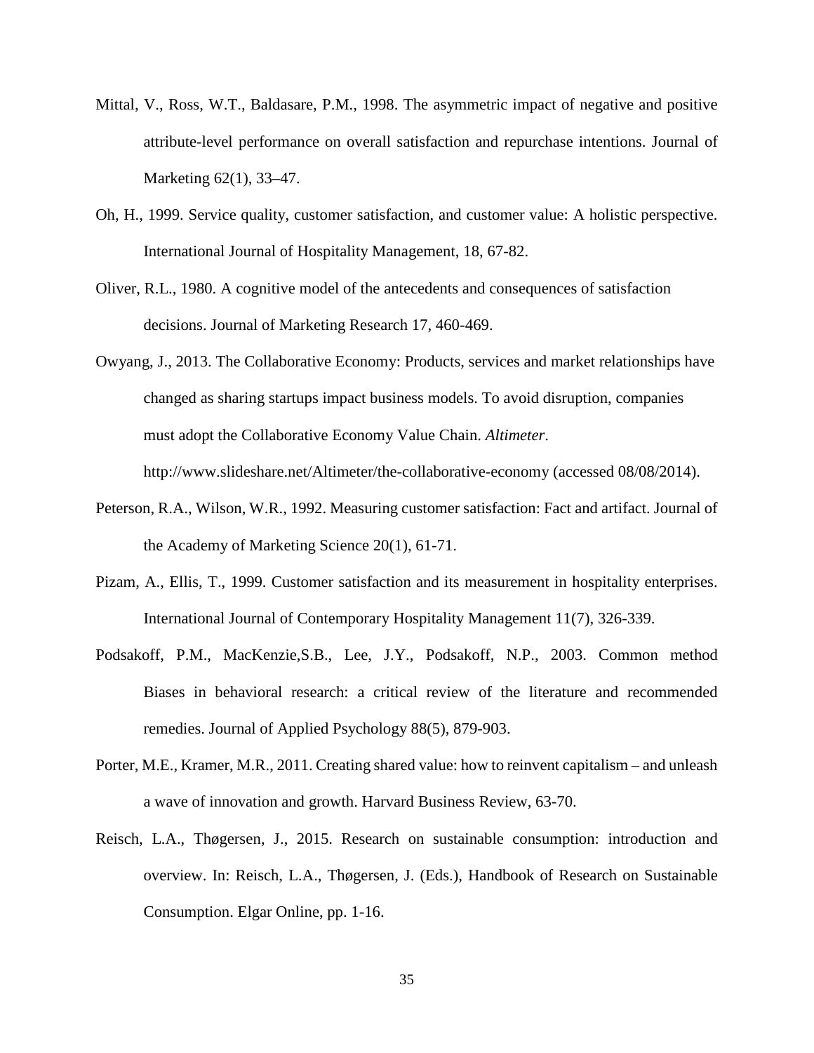Mittal, V., Ross, W.T., Baldasare, P.M., 1998. The asymmetric impact of negative and positive attribute-level performance on overall satisfaction and repurchase intentions. Journal of Marketing 62(1), 33–47.

Oh, H., 1999. Service quality, customer satisfaction, and customer value: A holistic perspective. International Journal of Hospitality Management, 18, 67-82.

Oliver, R.L., 1980. A cognitive model of the antecedents and consequences of satisfaction decisions. Journal of Marketing Research 17, 460-469.

Owyang, J., 2013. The Collaborative Economy: Products, services and market relationships have changed as sharing startups impact business models. To avoid disruption, companies must adopt the Collaborative Economy Value Chain. *Altimeter*. http://www.slideshare.net/Altimeter/the-collaborative-economy (accessed 08/08/2014).

Peterson, R.A., Wilson, W.R., 1992. Measuring customer satisfaction: Fact and artifact. Journal of the Academy of Marketing Science 20(1), 61-71.

Pizam, A., Ellis, T., 1999. Customer satisfaction and its measurement in hospitality enterprises. International Journal of Contemporary Hospitality Management 11(7), 326-339.

Podsakoff, P.M., MacKenzie,S.B., Lee, J.Y., Podsakoff, N.P., 2003. Common method Biases in behavioral research: a critical review of the literature and recommended remedies. Journal of Applied Psychology 88(5), 879-903.

Porter, M.E., Kramer, M.R., 2011. Creating shared value: how to reinvent capitalism – and unleash a wave of innovation and growth. Harvard Business Review, 63-70.

Reisch, L.A., Thøgersen, J., 2015. Research on sustainable consumption: introduction and overview. In: Reisch, L.A., Thøgersen, J. (Eds.), Handbook of Research on Sustainable Consumption. Elgar Online, pp. 1-16.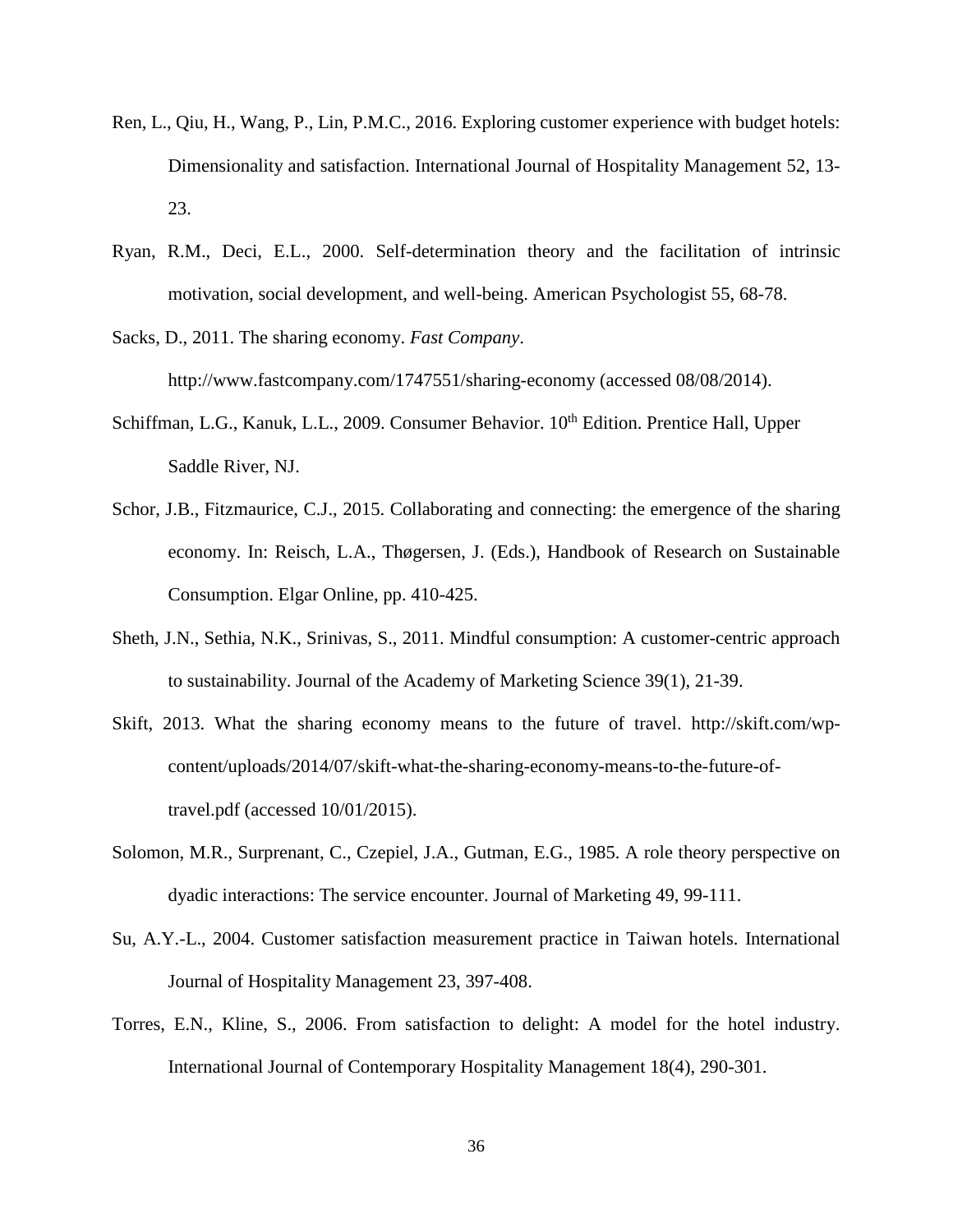Ren, L., Qiu, H., Wang, P., Lin, P.M.C., 2016. Exploring customer experience with budget hotels: Dimensionality and satisfaction. International Journal of Hospitality Management 52, 13-23.

Ryan, R.M., Deci, E.L., 2000. Self-determination theory and the facilitation of intrinsic motivation, social development, and well-being. American Psychologist 55, 68-78.

Sacks, D., 2011. The sharing economy. *Fast Company*. http://www.fastcompany.com/1747551/sharing-economy (accessed 08/08/2014).

Schiffman, L.G., Kanuk, L.L., 2009. Consumer Behavior. 10th Edition. Prentice Hall, Upper Saddle River, NJ.

Schor, J.B., Fitzmaurice, C.J., 2015. Collaborating and connecting: the emergence of the sharing economy. In: Reisch, L.A., Thøgersen, J. (Eds.), Handbook of Research on Sustainable Consumption. Elgar Online, pp. 410-425.

Sheth, J.N., Sethia, N.K., Srinivas, S., 2011. Mindful consumption: A customer-centric approach to sustainability. Journal of the Academy of Marketing Science 39(1), 21-39.

Skift, 2013. What the sharing economy means to the future of travel. http://skift.com/wp-content/uploads/2014/07/skift-what-the-sharing-economy-means-to-the-future-of-travel.pdf (accessed 10/01/2015).

Solomon, M.R., Surprenant, C., Czepiel, J.A., Gutman, E.G., 1985. A role theory perspective on dyadic interactions: The service encounter. Journal of Marketing 49, 99-111.

Su, A.Y.-L., 2004. Customer satisfaction measurement practice in Taiwan hotels. International Journal of Hospitality Management 23, 397-408.

Torres, E.N., Kline, S., 2006. From satisfaction to delight: A model for the hotel industry. International Journal of Contemporary Hospitality Management 18(4), 290-301.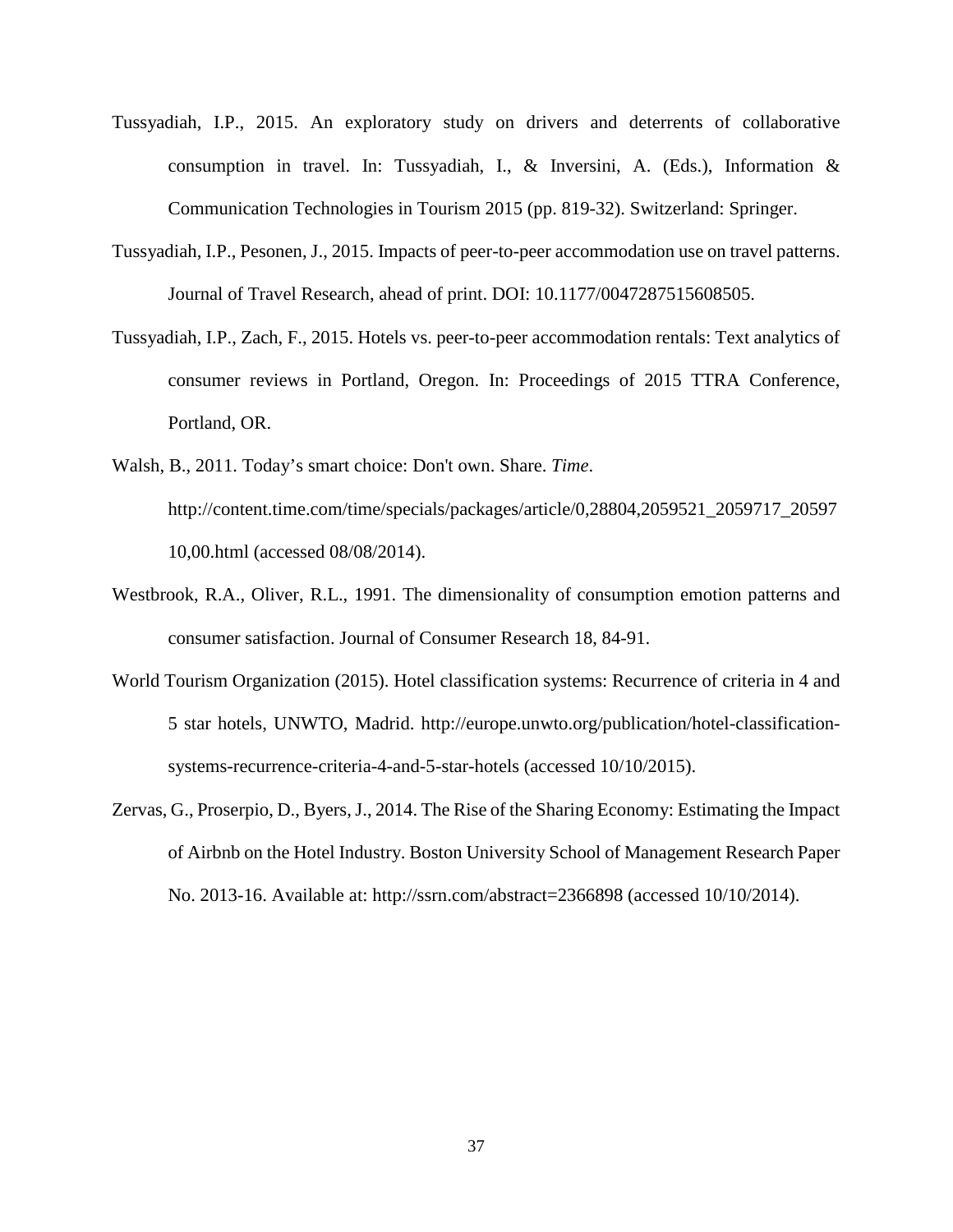Tussyadiah, I.P., 2015. An exploratory study on drivers and deterrents of collaborative consumption in travel. In: Tussyadiah, I., & Inversini, A. (Eds.), Information & Communication Technologies in Tourism 2015 (pp. 819-32). Switzerland: Springer.

Tussyadiah, I.P., Pesonen, J., 2015. Impacts of peer-to-peer accommodation use on travel patterns. Journal of Travel Research, ahead of print. DOI: 10.1177/0047287515608505.

Tussyadiah, I.P., Zach, F., 2015. Hotels vs. peer-to-peer accommodation rentals: Text analytics of consumer reviews in Portland, Oregon. In: Proceedings of 2015 TTRA Conference, Portland, OR.

Walsh, B., 2011. Today's smart choice: Don't own. Share. *Time*. http://content.time.com/time/specials/packages/article/0,28804,2059521_2059717_2059710,00.html (accessed 08/08/2014).

Westbrook, R.A., Oliver, R.L., 1991. The dimensionality of consumption emotion patterns and consumer satisfaction. Journal of Consumer Research 18, 84-91.

World Tourism Organization (2015). Hotel classification systems: Recurrence of criteria in 4 and 5 star hotels, UNWTO, Madrid. http://europe.unwto.org/publication/hotel-classification-systems-recurrence-criteria-4-and-5-star-hotels (accessed 10/10/2015).

Zervas, G., Proserpio, D., Byers, J., 2014. The Rise of the Sharing Economy: Estimating the Impact of Airbnb on the Hotel Industry. Boston University School of Management Research Paper No. 2013-16. Available at: http://ssrn.com/abstract=2366898 (accessed 10/10/2014).